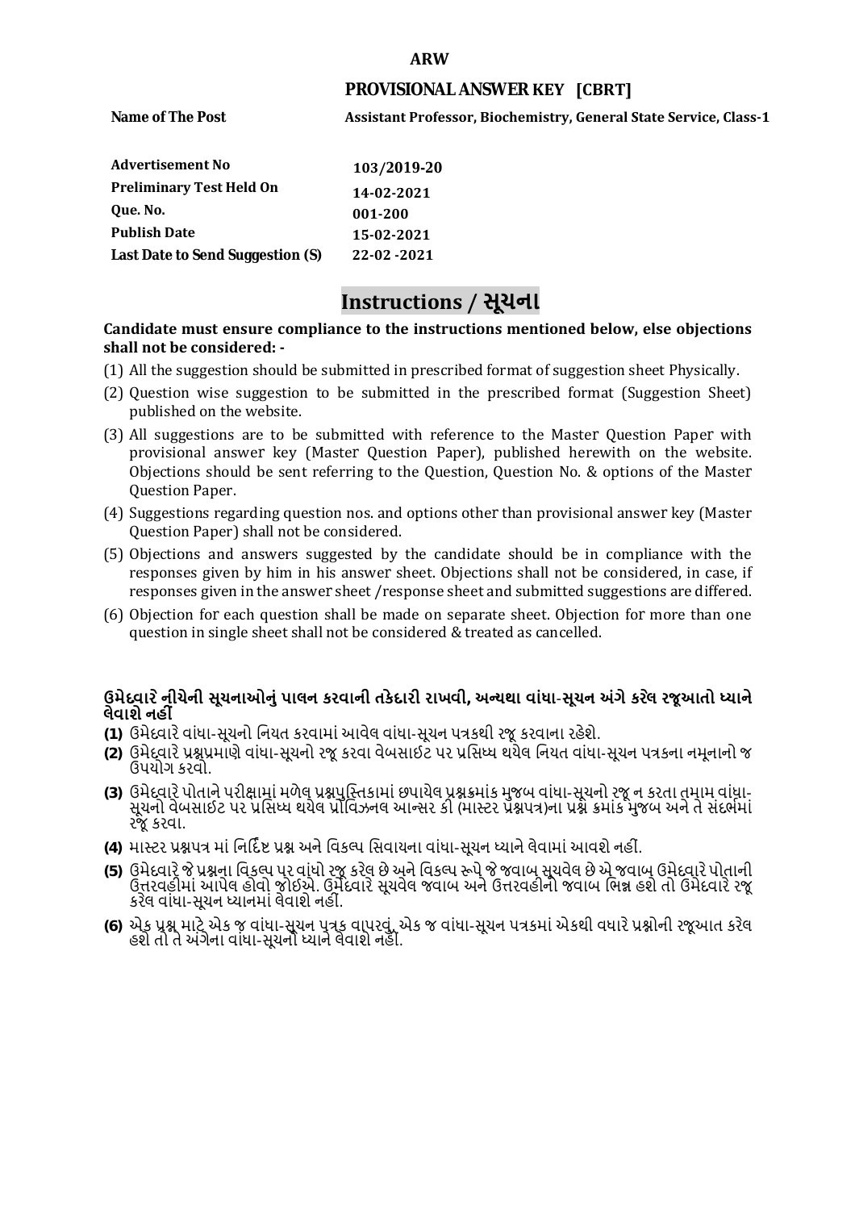**ARW**

## PROVISIONAL ANSWER KEY [CBRT]

| | |
|---|---|
| **Name of The Post** | **Assistant Professor, Biochemistry, General State Service, Class-1** |
| **Advertisement No** | **103/2019-20** |
| **Preliminary Test Held On** | **14-02-2021** |
| **Que. No.** | **001-200** |
| **Publish Date** | **15-02-2021** |
| **Last Date to Send Suggestion (S)** | **22-02 -2021** |

# Instructions / સૂચના

**Candidate must ensure compliance to the instructions mentioned below, else objections shall not be considered: -**

(1) All the suggestion should be submitted in prescribed format of suggestion sheet Physically.

(2) Question wise suggestion to be submitted in the prescribed format (Suggestion Sheet) published on the website.

(3) All suggestions are to be submitted with reference to the Master Question Paper with provisional answer key (Master Question Paper), published herewith on the website. Objections should be sent referring to the Question, Question No. & options of the Master Question Paper.

(4) Suggestions regarding question nos. and options other than provisional answer key (Master Question Paper) shall not be considered.

(5) Objections and answers suggested by the candidate should be in compliance with the responses given by him in his answer sheet. Objections shall not be considered, in case, if responses given in the answer sheet /response sheet and submitted suggestions are differed.

(6) Objection for each question shall be made on separate sheet. Objection for more than one question in single sheet shall not be considered & treated as cancelled.

**ઉમેદવારે નીચેની સૂચનાઓનું પાલન કરવાની તકેદારી રાખવી, અન્યથા વાંધા-સૂચન અંગે કરેલ રજૂઆતો ધ્યાને લેવાશે નહીં**

**(1)** ઉમેદવારે વાંધા-સૂચનો નિયત કરવામાં આવેલ વાંધા-સૂચન પત્રકથી રજૂ કરવાના રહેશે.

**(2)** ઉમેદવારે પ્રશ્નપ્રમાણે વાંધા-સૂચનો રજૂ કરવા વેબસાઈટ પર પ્રસિધ્ધ થયેલ નિયત વાંધા-સૂચન પત્રકના નમૂનાનો જ ઉપયોગ કરવો.

**(3)** ઉમેદવારે પોતાને પરીક્ષામાં મળેલ પ્રશ્નપુસ્તિકામાં છપાયેલ પ્રશ્નક્રમાંક મુજબ વાંધા-સૂચનો રજૂ ન કરતા તમામ વાંધા-સૂચનો વેબસાઈટ પર પ્રસિધ્ધ થયેલ પ્રોવિઝનલ આન્સર કી (માસ્ટર પ્રશ્નપત્ર)ના પ્રશ્ન ક્રમાંક મુજબ અને તે સંદર્ભમાં રજૂ કરવા.

**(4)** માસ્ટર પ્રશ્નપત્ર માં નિર્દિષ્ટ પ્રશ્ન અને વિકલ્પ સિવાયના વાંધા-સૂચન ધ્યાને લેવામાં આવશે નહીં.

**(5)** ઉમેદવારે જે પ્રશ્નના વિકલ્પ પર વાંધો રજૂ કરેલ છે અને વિકલ્પ રૂપે જે જવાબ સૂચવેલ છે એ જવાબ ઉમેદવારે પોતાની ઉત્તરવહીમાં આપેલ હોવો જોઈએ. ઉમેદવારે સૂચવેલ જવાબ અને ઉત્તરવહીનો જવાબ ભિન્ન હશે તો ઉમેદવારે રજૂ કરેલ વાંધા-સૂચન ધ્યાનમાં લેવાશે નહીં.

**(6)** એક પ્રશ્ન માટે એક જ વાંધા-સૂચન પત્રક વાપરવું. એક જ વાંધા-સૂચન પત્રકમાં એકથી વધારે પ્રશ્નોની રજૂઆત કરેલ હશે તો તે અંગેના વાંધા-સૂચનો ધ્યાને લેવાશે નહીં.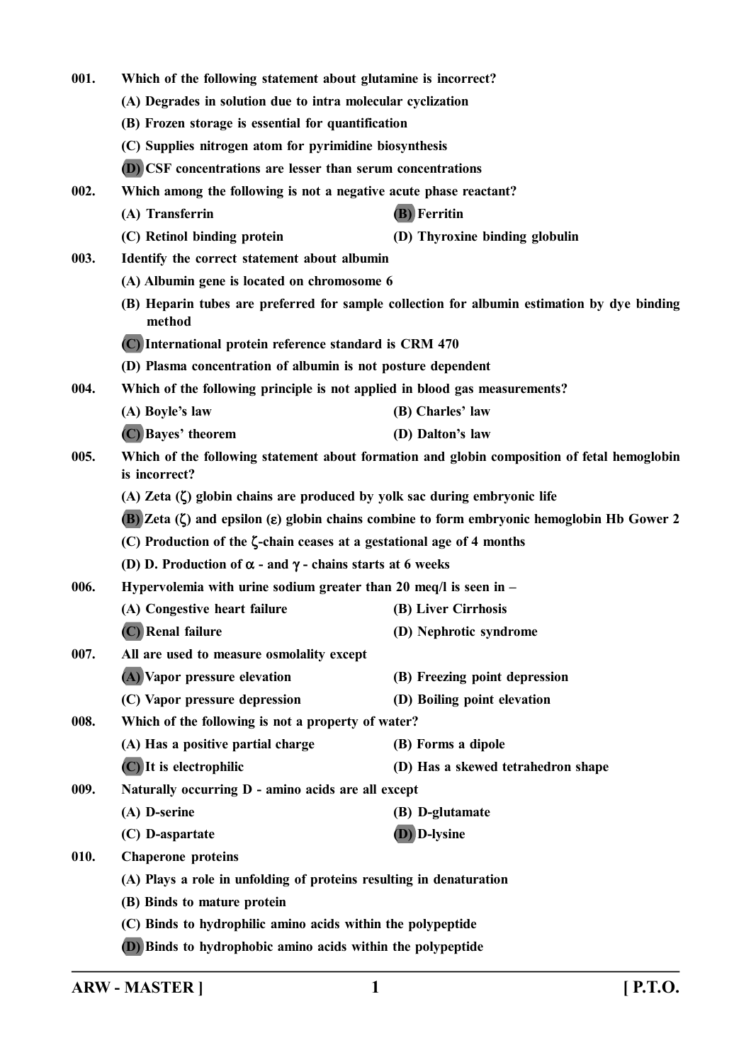001. Which of the following statement about glutamine is incorrect?

(A) Degrades in solution due to intra molecular cyclization

(B) Frozen storage is essential for quantification

(C) Supplies nitrogen atom for pyrimidine biosynthesis

**(D)** CSF concentrations are lesser than serum concentrations

002. Which among the following is not a negative acute phase reactant?

(A) Transferrin

**(B)** Ferritin

(C) Retinol binding protein

(D) Thyroxine binding globulin

003. Identify the correct statement about albumin

(A) Albumin gene is located on chromosome 6

(B) Heparin tubes are preferred for sample collection for albumin estimation by dye binding method

**(C)** International protein reference standard is CRM 470

(D) Plasma concentration of albumin is not posture dependent

004. Which of the following principle is not applied in blood gas measurements?

(A) Boyle's law

(B) Charles' law

**(C)** Bayes' theorem

(D) Dalton's law

005. Which of the following statement about formation and globin composition of fetal hemoglobin is incorrect?

(A) Zeta ($\zeta$) globin chains are produced by yolk sac during embryonic life

**(B)** Zeta ($\zeta$) and epsilon ($\varepsilon$) globin chains combine to form embryonic hemoglobin Hb Gower 2

(C) Production of the $\zeta$-chain ceases at a gestational age of 4 months

(D) D. Production of $\alpha$ - and $\gamma$ - chains starts at 6 weeks

006. Hypervolemia with urine sodium greater than 20 meq/l is seen in –

(A) Congestive heart failure

(B) Liver Cirrhosis

**(C)** Renal failure

(D) Nephrotic syndrome

007. All are used to measure osmolality except

**(A)** Vapor pressure elevation

(B) Freezing point depression

(C) Vapor pressure depression

(D) Boiling point elevation

008. Which of the following is not a property of water?

(A) Has a positive partial charge

(B) Forms a dipole

**(C)** It is electrophilic

(D) Has a skewed tetrahedron shape

009. Naturally occurring D - amino acids are all except

(A) D-serine

(B) D-glutamate

(C) D-aspartate

**(D)** D-lysine

010. Chaperone proteins

(A) Plays a role in unfolding of proteins resulting in denaturation

(B) Binds to mature protein

(C) Binds to hydrophilic amino acids within the polypeptide

**(D)** Binds to hydrophobic amino acids within the polypeptide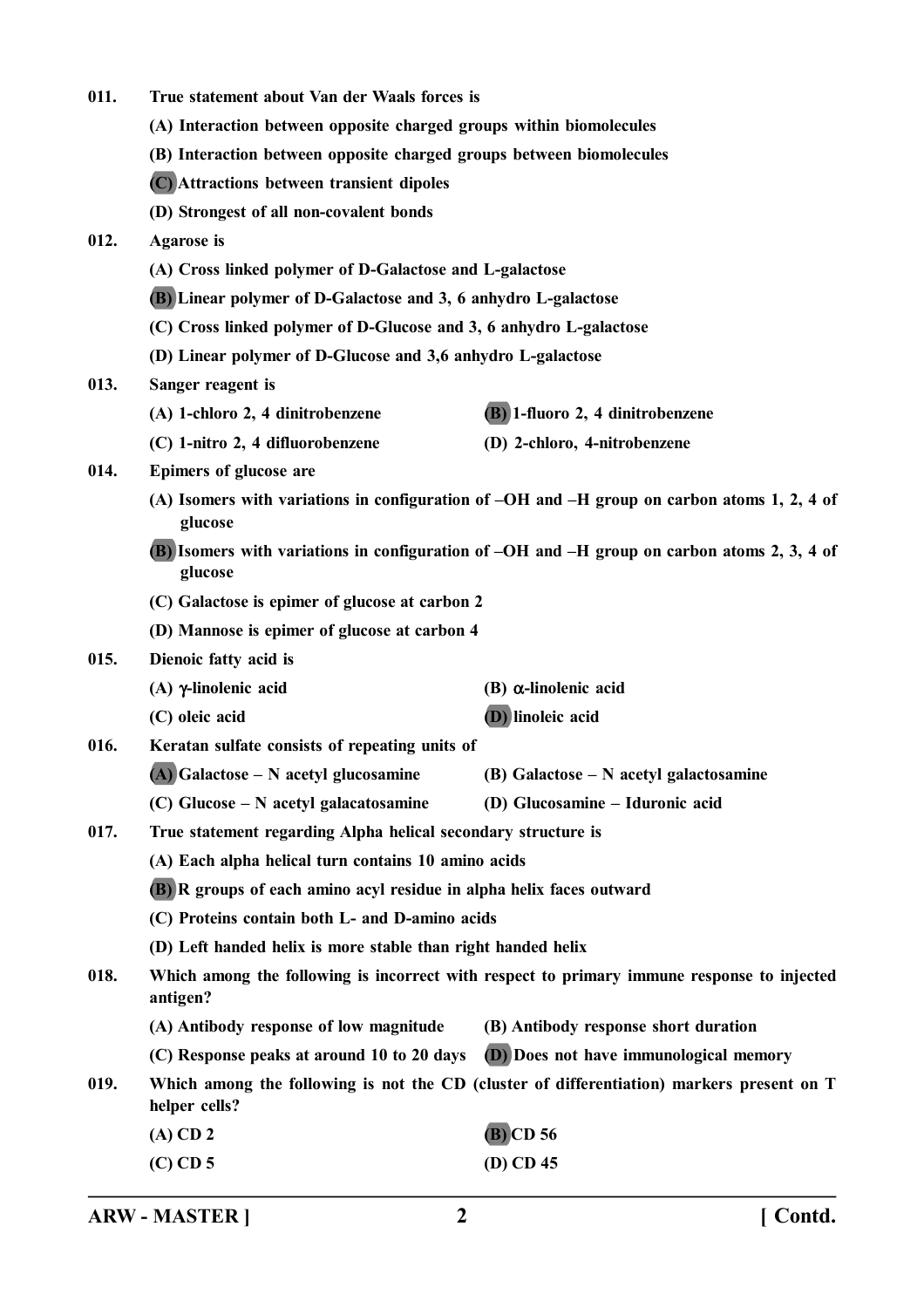011. True statement about Van der Waals forces is

(A) Interaction between opposite charged groups within biomolecules

(B) Interaction between opposite charged groups between biomolecules

**(C)** Attractions between transient dipoles

(D) Strongest of all non-covalent bonds

012. Agarose is

(A) Cross linked polymer of D-Galactose and L-galactose

**(B)** Linear polymer of D-Galactose and 3, 6 anhydro L-galactose

(C) Cross linked polymer of D-Glucose and 3, 6 anhydro L-galactose

(D) Linear polymer of D-Glucose and 3,6 anhydro L-galactose

013. Sanger reagent is

(A) 1-chloro 2, 4 dinitrobenzene

**(B)** 1-fluoro 2, 4 dinitrobenzene

(C) 1-nitro 2, 4 difluorobenzene

(D) 2-chloro, 4-nitrobenzene

014. Epimers of glucose are

(A) Isomers with variations in configuration of –OH and –H group on carbon atoms 1, 2, 4 of glucose

**(B)** Isomers with variations in configuration of –OH and –H group on carbon atoms 2, 3, 4 of glucose

(C) Galactose is epimer of glucose at carbon 2

(D) Mannose is epimer of glucose at carbon 4

015. Dienoic fatty acid is

(A) $\gamma$-linolenic acid

(B) $\alpha$-linolenic acid

(C) oleic acid

**(D)** linoleic acid

016. Keratan sulfate consists of repeating units of

**(A)** Galactose – N acetyl glucosamine

(B) Galactose – N acetyl galactosamine

(C) Glucose – N acetyl galacatosamine

(D) Glucosamine – Iduronic acid

017. True statement regarding Alpha helical secondary structure is

(A) Each alpha helical turn contains 10 amino acids

**(B)** R groups of each amino acyl residue in alpha helix faces outward

(C) Proteins contain both L- and D-amino acids

(D) Left handed helix is more stable than right handed helix

018. Which among the following is incorrect with respect to primary immune response to injected antigen?

(A) Antibody response of low magnitude

(B) Antibody response short duration

(C) Response peaks at around 10 to 20 days

**(D)** Does not have immunological memory

019. Which among the following is not the CD (cluster of differentiation) markers present on T helper cells?

(A) CD 2

**(B)** CD 56

(C) CD 5

(D) CD 45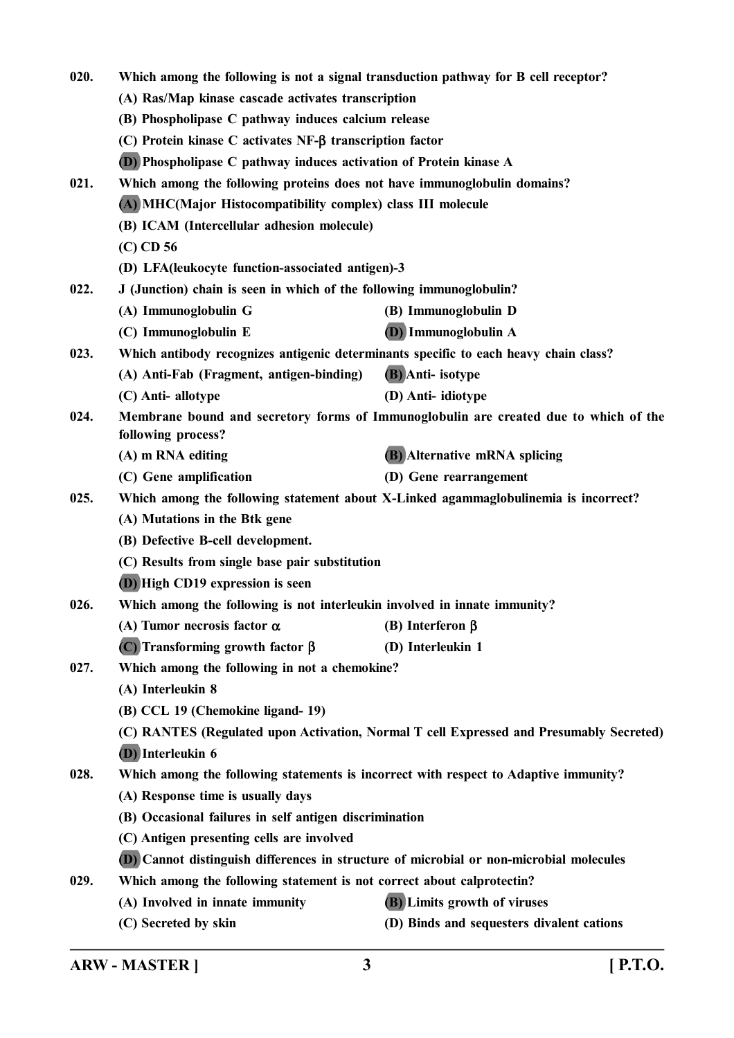020. Which among the following is not a signal transduction pathway for B cell receptor?

(A) Ras/Map kinase cascade activates transcription

(B) Phospholipase C pathway induces calcium release

(C) Protein kinase C activates NF-$\beta$ transcription factor

**(D)** Phospholipase C pathway induces activation of Protein kinase A

021. Which among the following proteins does not have immunoglobulin domains?

**(A)** MHC(Major Histocompatibility complex) class III molecule

(B) ICAM (Intercellular adhesion molecule)

(C) CD 56

(D) LFA(leukocyte function-associated antigen)-3

022. J (Junction) chain is seen in which of the following immunoglobulin?

(A) Immunoglobulin G

(B) Immunoglobulin D

(C) Immunoglobulin E

**(D)** Immunoglobulin A

023. Which antibody recognizes antigenic determinants specific to each heavy chain class?

(A) Anti-Fab (Fragment, antigen-binding)

**(B)** Anti- isotype

(C) Anti- allotype

(D) Anti- idiotype

024. Membrane bound and secretory forms of Immunoglobulin are created due to which of the following process?

(A) m RNA editing

**(B)** Alternative mRNA splicing

(C) Gene amplification

(D) Gene rearrangement

025. Which among the following statement about X-Linked agammaglobulinemia is incorrect?

(A) Mutations in the Btk gene

(B) Defective B-cell development.

(C) Results from single base pair substitution

**(D)** High CD19 expression is seen

026. Which among the following is not interleukin involved in innate immunity?

(A) Tumor necrosis factor $\alpha$

(B) Interferon $\beta$

**(C)** Transforming growth factor $\beta$

(D) Interleukin 1

027. Which among the following in not a chemokine?

(A) Interleukin 8

(B) CCL 19 (Chemokine ligand- 19)

(C) RANTES (Regulated upon Activation, Normal T cell Expressed and Presumably Secreted)

**(D)** Interleukin 6

028. Which among the following statements is incorrect with respect to Adaptive immunity?

(A) Response time is usually days

(B) Occasional failures in self antigen discrimination

(C) Antigen presenting cells are involved

**(D)** Cannot distinguish differences in structure of microbial or non-microbial molecules

029. Which among the following statement is not correct about calprotectin?

(A) Involved in innate immunity

**(B)** Limits growth of viruses

(C) Secreted by skin

(D) Binds and sequesters divalent cations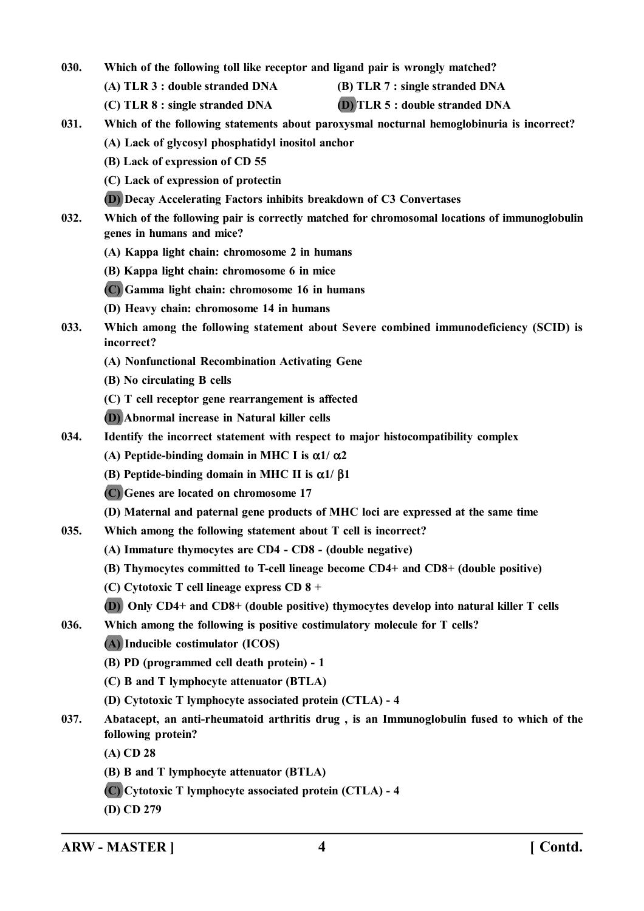030. Which of the following toll like receptor and ligand pair is wrongly matched?

(A) TLR 3 : double stranded DNA

(B) TLR 7 : single stranded DNA

(C) TLR 8 : single stranded DNA

(D) TLR 5 : double stranded DNA

031. Which of the following statements about paroxysmal nocturnal hemoglobinuria is incorrect?

(A) Lack of glycosyl phosphatidyl inositol anchor

(B) Lack of expression of CD 55

(C) Lack of expression of protectin

(D) Decay Accelerating Factors inhibits breakdown of C3 Convertases

032. Which of the following pair is correctly matched for chromosomal locations of immunoglobulin genes in humans and mice?

(A) Kappa light chain: chromosome 2 in humans

(B) Kappa light chain: chromosome 6 in mice

(C) Gamma light chain: chromosome 16 in humans

(D) Heavy chain: chromosome 14 in humans

033. Which among the following statement about Severe combined immunodeficiency (SCID) is incorrect?

(A) Nonfunctional Recombination Activating Gene

(B) No circulating B cells

(C) T cell receptor gene rearrangement is affected

(D) Abnormal increase in Natural killer cells

034. Identify the incorrect statement with respect to major histocompatibility complex

(A) Peptide-binding domain in MHC I is $\alpha 1/ \alpha 2$

(B) Peptide-binding domain in MHC II is $\alpha 1/ \beta 1$

(C) Genes are located on chromosome 17

(D) Maternal and paternal gene products of MHC loci are expressed at the same time

035. Which among the following statement about T cell is incorrect?

(A) Immature thymocytes are CD4 - CD8 - (double negative)

(B) Thymocytes committed to T-cell lineage become CD4+ and CD8+ (double positive)

(C) Cytotoxic T cell lineage express CD 8 +

(D) Only CD4+ and CD8+ (double positive) thymocytes develop into natural killer T cells

036. Which among the following is positive costimulatory molecule for T cells?

(A) Inducible costimulator (ICOS)

(B) PD (programmed cell death protein) - 1

(C) B and T lymphocyte attenuator (BTLA)

(D) Cytotoxic T lymphocyte associated protein (CTLA) - 4

037. Abatacept, an anti-rheumatoid arthritis drug , is an Immunoglobulin fused to which of the following protein?

(A) CD 28

(B) B and T lymphocyte attenuator (BTLA)

(C) Cytotoxic T lymphocyte associated protein (CTLA) - 4

(D) CD 279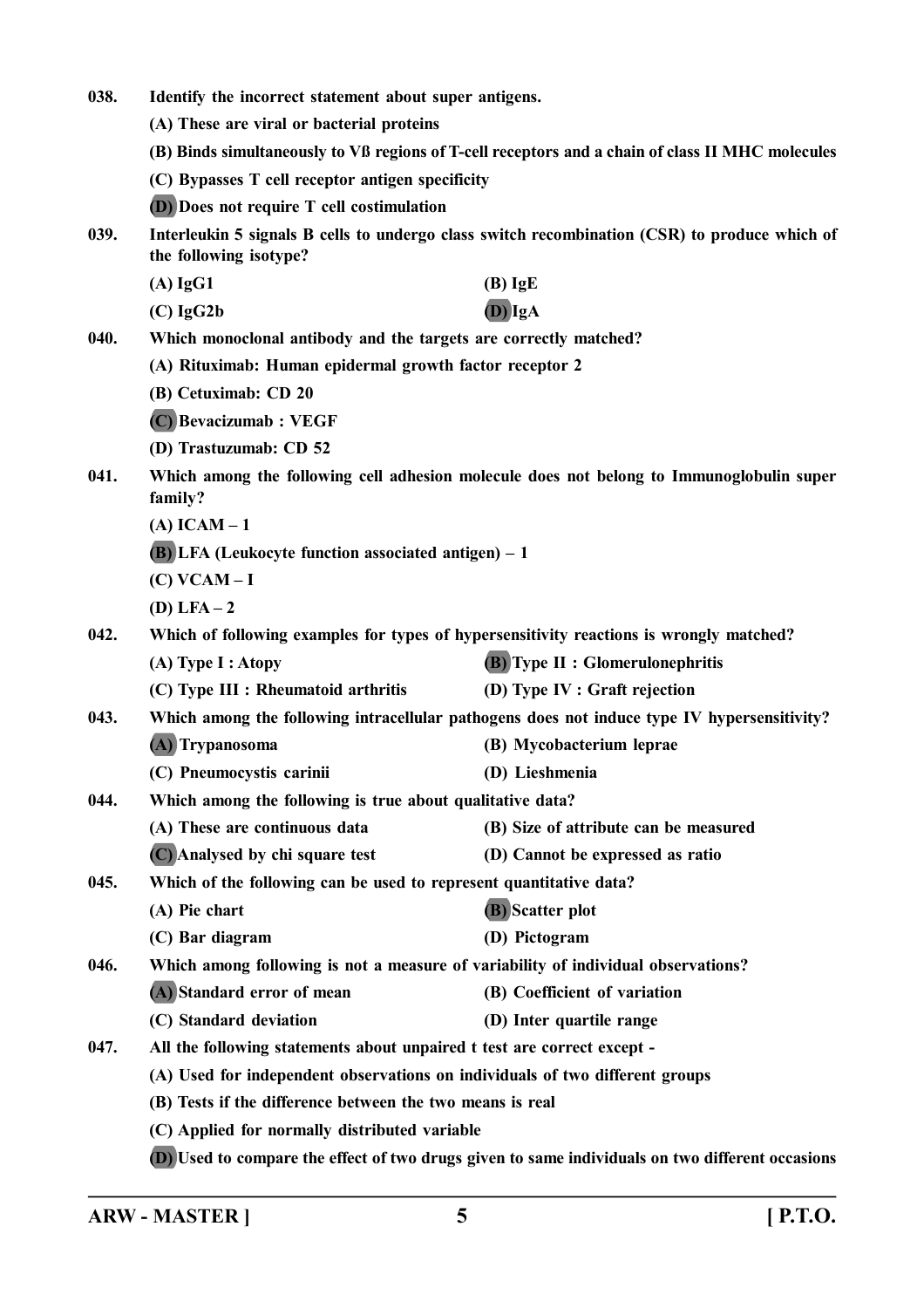038. **Identify the incorrect statement about super antigens.**

(A) These are viral or bacterial proteins

(B) Binds simultaneously to Vß regions of T-cell receptors and a chain of class II MHC molecules

(C) Bypasses T cell receptor antigen specificity

(D) Does not require T cell costimulation

039. **Interleukin 5 signals B cells to undergo class switch recombination (CSR) to produce which of the following isotype?**

(A) IgG1

(B) IgE

(C) IgG2b

(D) IgA

040. **Which monoclonal antibody and the targets are correctly matched?**

(A) Rituximab: Human epidermal growth factor receptor 2

(B) Cetuximab: CD 20

(C) Bevacizumab : VEGF

(D) Trastuzumab: CD 52

041. **Which among the following cell adhesion molecule does not belong to Immunoglobulin super family?**

(A) ICAM – 1

(B) LFA (Leukocyte function associated antigen) – 1

(C) VCAM – I

(D) LFA – 2

042. **Which of following examples for types of hypersensitivity reactions is wrongly matched?**

(A) Type I : Atopy

(B) Type II : Glomerulonephritis

(C) Type III : Rheumatoid arthritis

(D) Type IV : Graft rejection

043. **Which among the following intracellular pathogens does not induce type IV hypersensitivity?**

(A) Trypanosoma

(B) Mycobacterium leprae

(C) Pneumocystis carinii

(D) Lieshmenia

044. **Which among the following is true about qualitative data?**

(A) These are continuous data

(B) Size of attribute can be measured

(C) Analysed by chi square test

(D) Cannot be expressed as ratio

045. **Which of the following can be used to represent quantitative data?**

(A) Pie chart

(B) Scatter plot

(C) Bar diagram

(D) Pictogram

046. **Which among following is not a measure of variability of individual observations?**

(A) Standard error of mean

(B) Coefficient of variation

(C) Standard deviation

(D) Inter quartile range

047. **All the following statements about unpaired t test are correct except -**

(A) Used for independent observations on individuals of two different groups

(B) Tests if the difference between the two means is real

(C) Applied for normally distributed variable

(D) Used to compare the effect of two drugs given to same individuals on two different occasions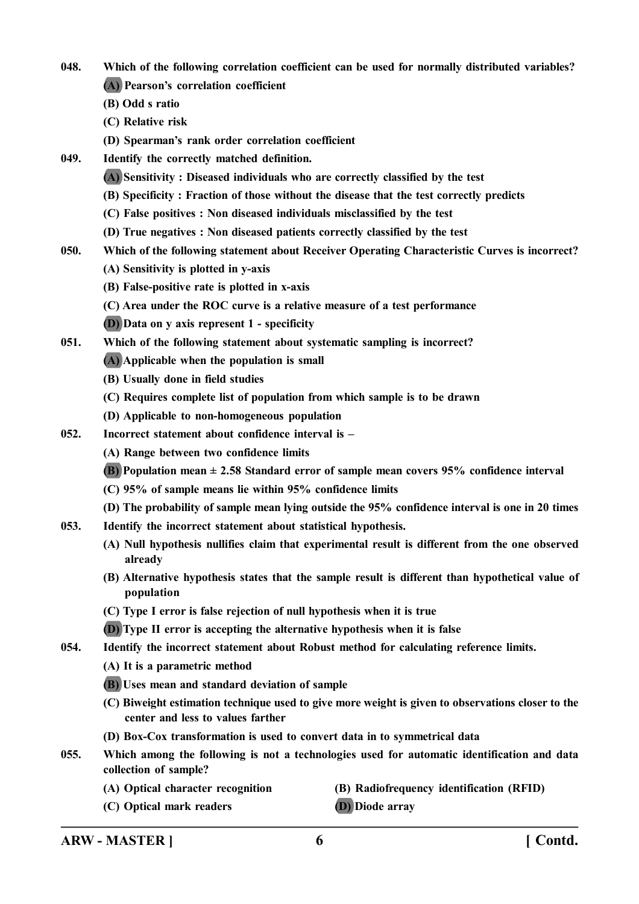048. **Which of the following correlation coefficient can be used for normally distributed variables?**

**(A) Pearson's correlation coefficient**

**(B) Odd s ratio**

**(C) Relative risk**

**(D) Spearman's rank order correlation coefficient**

049. **Identify the correctly matched definition.**

**(A) Sensitivity : Diseased individuals who are correctly classified by the test**

**(B) Specificity : Fraction of those without the disease that the test correctly predicts**

**(C) False positives : Non diseased individuals misclassified by the test**

**(D) True negatives : Non diseased patients correctly classified by the test**

050. **Which of the following statement about Receiver Operating Characteristic Curves is incorrect?**

**(A) Sensitivity is plotted in y-axis**

**(B) False-positive rate is plotted in x-axis**

**(C) Area under the ROC curve is a relative measure of a test performance**

**(D) Data on y axis represent 1 - specificity**

051. **Which of the following statement about systematic sampling is incorrect?**

**(A) Applicable when the population is small**

**(B) Usually done in field studies**

**(C) Requires complete list of population from which sample is to be drawn**

**(D) Applicable to non-homogeneous population**

052. **Incorrect statement about confidence interval is –**

**(A) Range between two confidence limits**

**(B) Population mean ± 2.58 Standard error of sample mean covers 95% confidence interval**

**(C) 95% of sample means lie within 95% confidence limits**

**(D) The probability of sample mean lying outside the 95% confidence interval is one in 20 times**

053. **Identify the incorrect statement about statistical hypothesis.**

**(A) Null hypothesis nullifies claim that experimental result is different from the one observed already**

**(B) Alternative hypothesis states that the sample result is different than hypothetical value of population**

**(C) Type I error is false rejection of null hypothesis when it is true**

**(D) Type II error is accepting the alternative hypothesis when it is false**

054. **Identify the incorrect statement about Robust method for calculating reference limits.**

**(A) It is a parametric method**

**(B) Uses mean and standard deviation of sample**

**(C) Biweight estimation technique used to give more weight is given to observations closer to the center and less to values farther**

**(D) Box-Cox transformation is used to convert data in to symmetrical data**

055. **Which among the following is not a technologies used for automatic identification and data collection of sample?**

**(A) Optical character recognition** **(B) Radiofrequency identification (RFID)**

**(C) Optical mark readers** **(D) Diode array**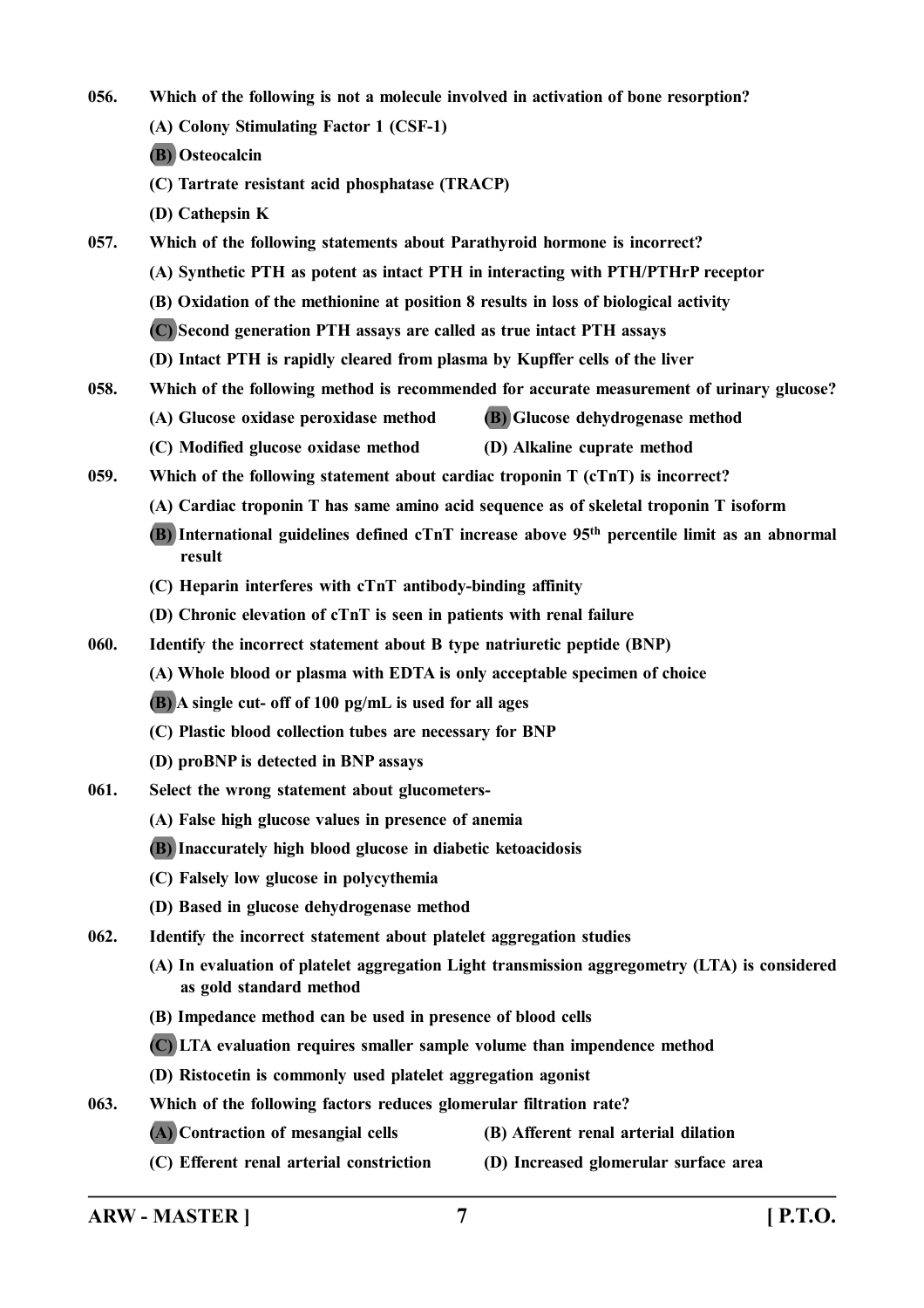056. Which of the following is not a molecule involved in activation of bone resorption?

(A) Colony Stimulating Factor 1 (CSF-1)

(B) Osteocalcin

(C) Tartrate resistant acid phosphatase (TRACP)

(D) Cathepsin K

057. Which of the following statements about Parathyroid hormone is incorrect?

(A) Synthetic PTH as potent as intact PTH in interacting with PTH/PTHrP receptor

(B) Oxidation of the methionine at position 8 results in loss of biological activity

(C) Second generation PTH assays are called as true intact PTH assays

(D) Intact PTH is rapidly cleared from plasma by Kupffer cells of the liver

058. Which of the following method is recommended for accurate measurement of urinary glucose?

(A) Glucose oxidase peroxidase method

(B) Glucose dehydrogenase method

(C) Modified glucose oxidase method

(D) Alkaline cuprate method

059. Which of the following statement about cardiac troponin T (cTnT) is incorrect?

(A) Cardiac troponin T has same amino acid sequence as of skeletal troponin T isoform

(B) International guidelines defined cTnT increase above 95th percentile limit as an abnormal result

(C) Heparin interferes with cTnT antibody-binding affinity

(D) Chronic elevation of cTnT is seen in patients with renal failure

060. Identify the incorrect statement about B type natriuretic peptide (BNP)

(A) Whole blood or plasma with EDTA is only acceptable specimen of choice

(B) A single cut- off of 100 pg/mL is used for all ages

(C) Plastic blood collection tubes are necessary for BNP

(D) proBNP is detected in BNP assays

061. Select the wrong statement about glucometers-

(A) False high glucose values in presence of anemia

(B) Inaccurately high blood glucose in diabetic ketoacidosis

(C) Falsely low glucose in polycythemia

(D) Based in glucose dehydrogenase method

062. Identify the incorrect statement about platelet aggregation studies

(A) In evaluation of platelet aggregation Light transmission aggregometry (LTA) is considered as gold standard method

(B) Impedance method can be used in presence of blood cells

(C) LTA evaluation requires smaller sample volume than impendence method

(D) Ristocetin is commonly used platelet aggregation agonist

063. Which of the following factors reduces glomerular filtration rate?

(A) Contraction of mesangial cells

(B) Afferent renal arterial dilation

(C) Efferent renal arterial constriction

(D) Increased glomerular surface area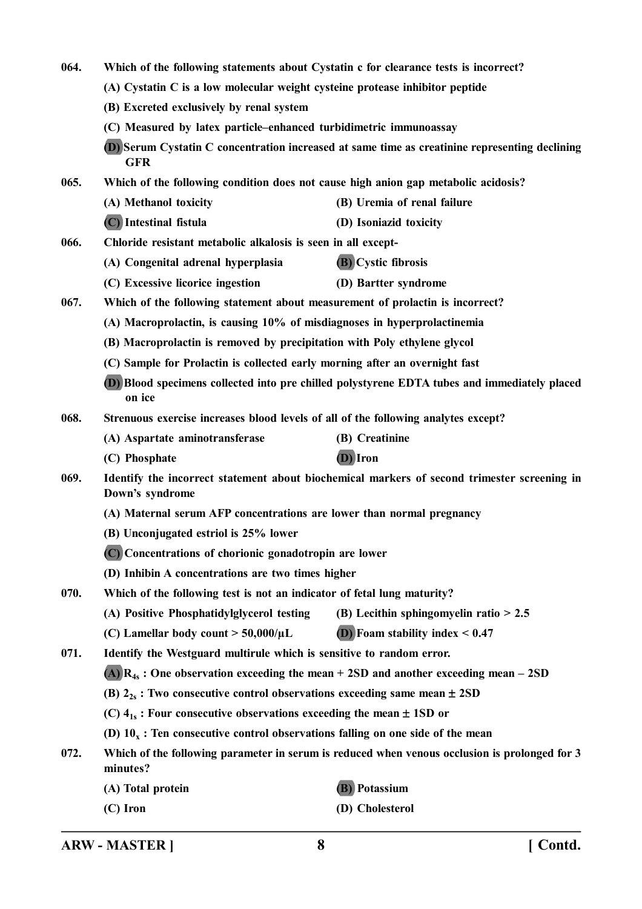064. Which of the following statements about Cystatin c for clearance tests is incorrect?

(A) Cystatin C is a low molecular weight cysteine protease inhibitor peptide

(B) Excreted exclusively by renal system

(C) Measured by latex particle–enhanced turbidimetric immunoassay

(D) Serum Cystatin C concentration increased at same time as creatinine representing declining GFR

065. Which of the following condition does not cause high anion gap metabolic acidosis?

(A) Methanol toxicity

(B) Uremia of renal failure

(C) Intestinal fistula

(D) Isoniazid toxicity

066. Chloride resistant metabolic alkalosis is seen in all except-

(A) Congenital adrenal hyperplasia

(B) Cystic fibrosis

(C) Excessive licorice ingestion

(D) Bartter syndrome

067. Which of the following statement about measurement of prolactin is incorrect?

(A) Macroprolactin, is causing 10% of misdiagnoses in hyperprolactinemia

(B) Macroprolactin is removed by precipitation with Poly ethylene glycol

(C) Sample for Prolactin is collected early morning after an overnight fast

(D) Blood specimens collected into pre chilled polystyrene EDTA tubes and immediately placed on ice

068. Strenuous exercise increases blood levels of all of the following analytes except?

(A) Aspartate aminotransferase

(B) Creatinine

(C) Phosphate

(D) Iron

069. Identify the incorrect statement about biochemical markers of second trimester screening in Down's syndrome

(A) Maternal serum AFP concentrations are lower than normal pregnancy

(B) Unconjugated estriol is 25% lower

(C) Concentrations of chorionic gonadotropin are lower

(D) Inhibin A concentrations are two times higher

070. Which of the following test is not an indicator of fetal lung maturity?

(A) Positive Phosphatidylglycerol testing

(B) Lecithin sphingomyelin ratio > 2.5

(C) Lamellar body count > 50,000/µL

(D) Foam stability index < 0.47

071. Identify the Westguard multirule which is sensitive to random error.

(A) $R_{4s}$ : One observation exceeding the mean + 2SD and another exceeding mean – 2SD

(B) $2_{2s}$ : Two consecutive control observations exceeding same mean ± 2SD

(C) $4_{1s}$ : Four consecutive observations exceeding the mean ± 1SD or

(D) $10_{x}$ : Ten consecutive control observations falling on one side of the mean

072. Which of the following parameter in serum is reduced when venous occlusion is prolonged for 3 minutes?

(A) Total protein

(B) Potassium

(C) Iron

(D) Cholesterol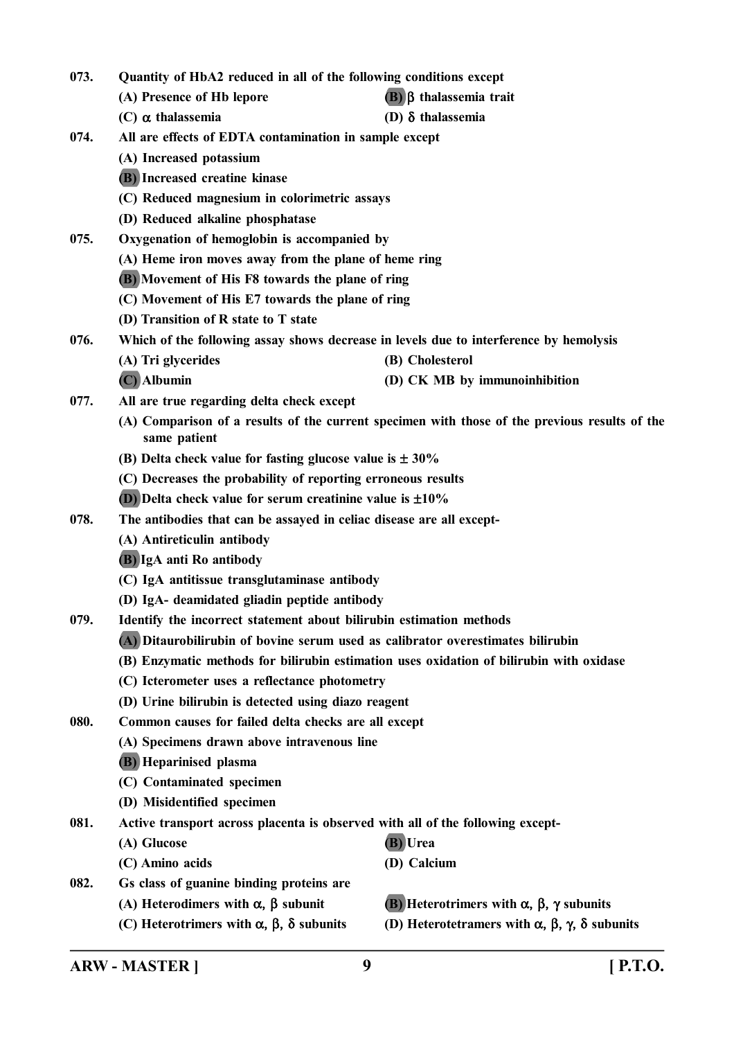073. Quantity of HbA2 reduced in all of the following conditions except

(A) Presence of Hb lepore

**(B)** β thalassemia trait

(C) α thalassemia

(D) δ thalassemia

074. All are effects of EDTA contamination in sample except

(A) Increased potassium

**(B)** Increased creatine kinase

(C) Reduced magnesium in colorimetric assays

(D) Reduced alkaline phosphatase

075. Oxygenation of hemoglobin is accompanied by

(A) Heme iron moves away from the plane of heme ring

**(B)** Movement of His F8 towards the plane of ring

(C) Movement of His E7 towards the plane of ring

(D) Transition of R state to T state

076. Which of the following assay shows decrease in levels due to interference by hemolysis

(A) Tri glycerides

(B) Cholesterol

**(C)** Albumin

(D) CK MB by immunoinhibition

077. All are true regarding delta check except

(A) Comparison of a results of the current specimen with those of the previous results of the same patient

(B) Delta check value for fasting glucose value is ± 30%

(C) Decreases the probability of reporting erroneous results

**(D)** Delta check value for serum creatinine value is ±10%

078. The antibodies that can be assayed in celiac disease are all except-

(A) Antireticulin antibody

**(B)** IgA anti Ro antibody

(C) IgA antitissue transglutaminase antibody

(D) IgA- deamidated gliadin peptide antibody

079. Identify the incorrect statement about bilirubin estimation methods

**(A)** Ditaurobilirubin of bovine serum used as calibrator overestimates bilirubin

(B) Enzymatic methods for bilirubin estimation uses oxidation of bilirubin with oxidase

(C) Icterometer uses a reflectance photometry

(D) Urine bilirubin is detected using diazo reagent

080. Common causes for failed delta checks are all except

(A) Specimens drawn above intravenous line

**(B)** Heparinised plasma

(C) Contaminated specimen

(D) Misidentified specimen

081. Active transport across placenta is observed with all of the following except-

(A) Glucose

**(B)** Urea

(C) Amino acids

(D) Calcium

082. Gs class of guanine binding proteins are

(A) Heterodimers with α, β subunit

**(B)** Heterotrimers with α, β, γ subunits

(C) Heterotrimers with α, β, δ subunits

(D) Heterotetramers with α, β, γ, δ subunits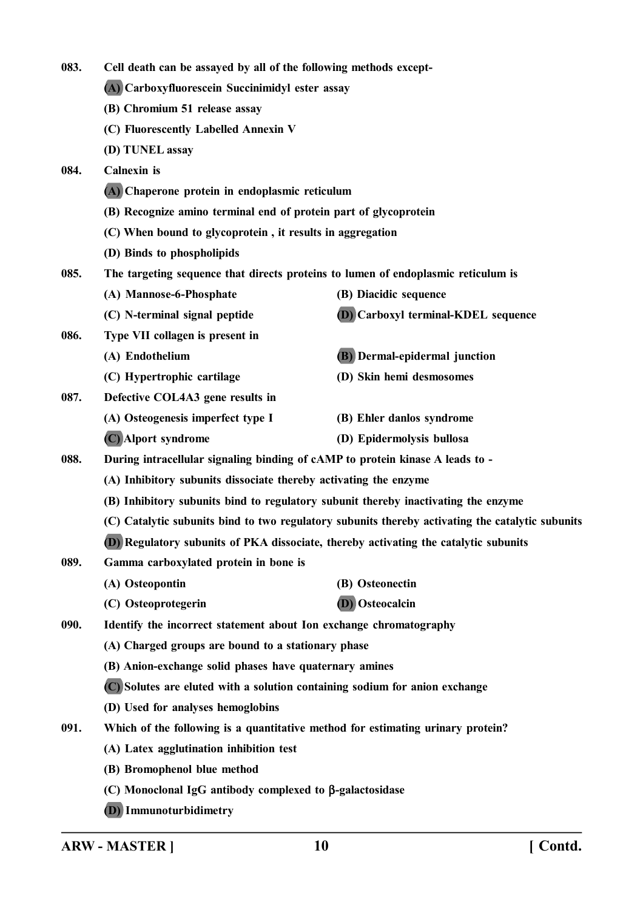083. Cell death can be assayed by all of the following methods except-

(A) Carboxyfluorescein Succinimidyl ester assay

(B) Chromium 51 release assay

(C) Fluorescently Labelled Annexin V

(D) TUNEL assay

084. Calnexin is

(A) Chaperone protein in endoplasmic reticulum

(B) Recognize amino terminal end of protein part of glycoprotein

(C) When bound to glycoprotein , it results in aggregation

(D) Binds to phospholipids

085. The targeting sequence that directs proteins to lumen of endoplasmic reticulum is

(A) Mannose-6-Phosphate

(B) Diacidic sequence

(C) N-terminal signal peptide

(D) Carboxyl terminal-KDEL sequence

086. Type VII collagen is present in

(A) Endothelium

(B) Dermal-epidermal junction

(C) Hypertrophic cartilage

(D) Skin hemi desmosomes

087. Defective COL4A3 gene results in

(A) Osteogenesis imperfect type I

(B) Ehler danlos syndrome

(C) Alport syndrome

(D) Epidermolysis bullosa

088. During intracellular signaling binding of cAMP to protein kinase A leads to -

(A) Inhibitory subunits dissociate thereby activating the enzyme

(B) Inhibitory subunits bind to regulatory subunit thereby inactivating the enzyme

(C) Catalytic subunits bind to two regulatory subunits thereby activating the catalytic subunits

(D) Regulatory subunits of PKA dissociate, thereby activating the catalytic subunits

089. Gamma carboxylated protein in bone is

(A) Osteopontin

(B) Osteonectin

(C) Osteoprotegerin

(D) Osteocalcin

090. Identify the incorrect statement about Ion exchange chromatography

(A) Charged groups are bound to a stationary phase

(B) Anion-exchange solid phases have quaternary amines

(C) Solutes are eluted with a solution containing sodium for anion exchange

(D) Used for analyses hemoglobins

091. Which of the following is a quantitative method for estimating urinary protein?

(A) Latex agglutination inhibition test

(B) Bromophenol blue method

(C) Monoclonal IgG antibody complexed to β-galactosidase

(D) Immunoturbidimetry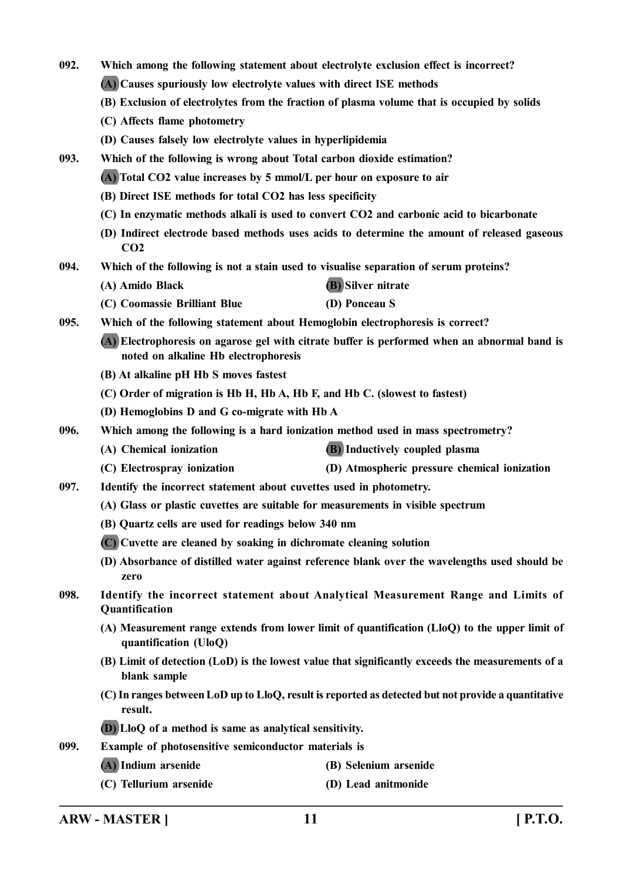092. Which among the following statement about electrolyte exclusion effect is incorrect?

(A) Causes spuriously low electrolyte values with direct ISE methods

(B) Exclusion of electrolytes from the fraction of plasma volume that is occupied by solids

(C) Affects flame photometry

(D) Causes falsely low electrolyte values in hyperlipidemia

093. Which of the following is wrong about Total carbon dioxide estimation?

(A) Total CO2 value increases by 5 mmol/L per hour on exposure to air

(B) Direct ISE methods for total CO2 has less specificity

(C) In enzymatic methods alkali is used to convert CO2 and carbonic acid to bicarbonate

(D) Indirect electrode based methods uses acids to determine the amount of released gaseous CO2

094. Which of the following is not a stain used to visualise separation of serum proteins?

(A) Amido Black

(B) Silver nitrate

(C) Coomassie Brilliant Blue

(D) Ponceau S

095. Which of the following statement about Hemoglobin electrophoresis is correct?

(A) Electrophoresis on agarose gel with citrate buffer is performed when an abnormal band is noted on alkaline Hb electrophoresis

(B) At alkaline pH Hb S moves fastest

(C) Order of migration is Hb H, Hb A, Hb F, and Hb C. (slowest to fastest)

(D) Hemoglobins D and G co-migrate with Hb A

096. Which among the following is a hard ionization method used in mass spectrometry?

(A) Chemical ionization

(B) Inductively coupled plasma

(C) Electrospray ionization

(D) Atmospheric pressure chemical ionization

097. Identify the incorrect statement about cuvettes used in photometry.

(A) Glass or plastic cuvettes are suitable for measurements in visible spectrum

(B) Quartz cells are used for readings below 340 nm

(C) Cuvette are cleaned by soaking in dichromate cleaning solution

(D) Absorbance of distilled water against reference blank over the wavelengths used should be zero

098. Identify the incorrect statement about Analytical Measurement Range and Limits of Quantification

(A) Measurement range extends from lower limit of quantification (LloQ) to the upper limit of quantification (UloQ)

(B) Limit of detection (LoD) is the lowest value that significantly exceeds the measurements of a blank sample

(C) In ranges between LoD up to LloQ, result is reported as detected but not provide a quantitative result.

(D) LloQ of a method is same as analytical sensitivity.

099. Example of photosensitive semiconductor materials is

(A) Indium arsenide

(B) Selenium arsenide

(C) Tellurium arsenide

(D) Lead anitmonide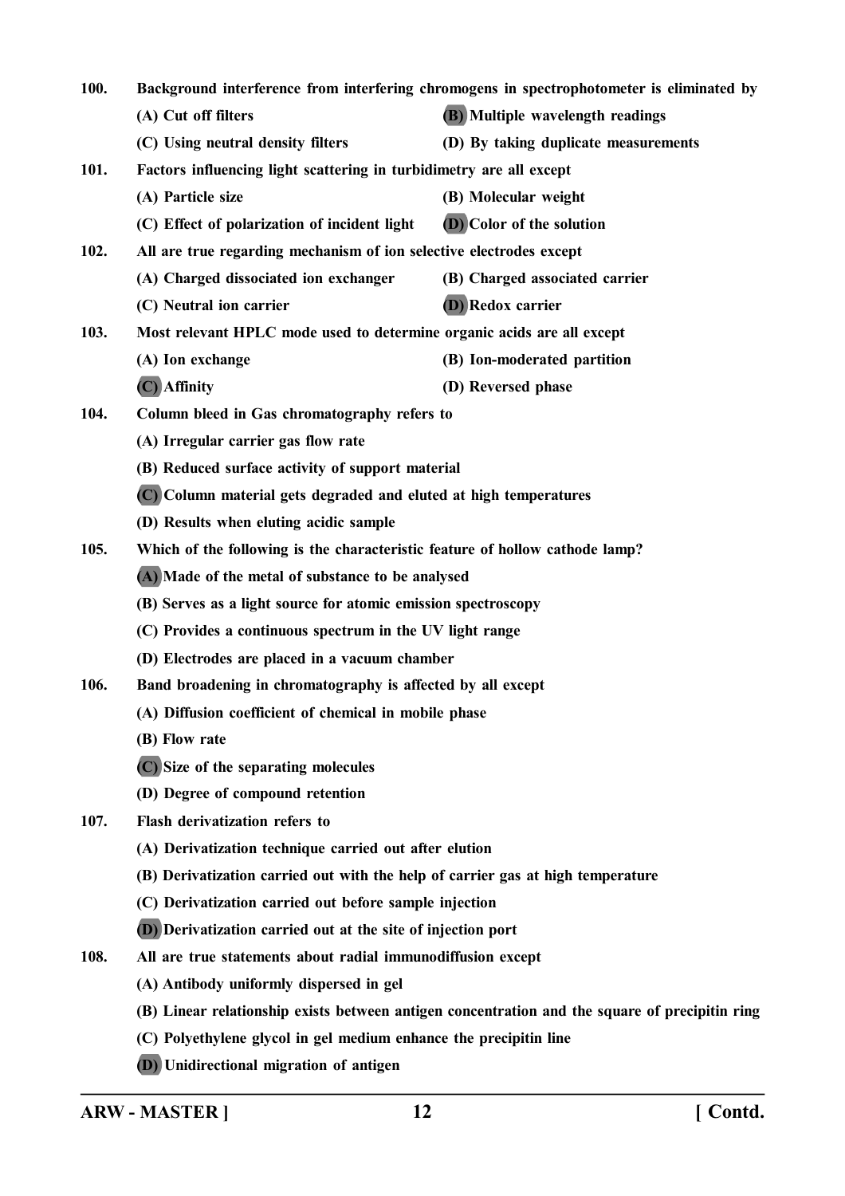100. **Background interference from interfering chromogens in spectrophotometer is eliminated by**

(A) Cut off filters
(B) Multiple wavelength readings
(C) Using neutral density filters
(D) By taking duplicate measurements

101. **Factors influencing light scattering in turbidimetry are all except**

(A) Particle size
(B) Molecular weight
(C) Effect of polarization of incident light
(D) Color of the solution

102. **All are true regarding mechanism of ion selective electrodes except**

(A) Charged dissociated ion exchanger
(B) Charged associated carrier
(C) Neutral ion carrier
(D) Redox carrier

103. **Most relevant HPLC mode used to determine organic acids are all except**

(A) Ion exchange
(B) Ion-moderated partition
(C) Affinity
(D) Reversed phase

104. **Column bleed in Gas chromatography refers to**

(A) Irregular carrier gas flow rate
(B) Reduced surface activity of support material
(C) Column material gets degraded and eluted at high temperatures
(D) Results when eluting acidic sample

105. **Which of the following is the characteristic feature of hollow cathode lamp?**

(A) Made of the metal of substance to be analysed
(B) Serves as a light source for atomic emission spectroscopy
(C) Provides a continuous spectrum in the UV light range
(D) Electrodes are placed in a vacuum chamber

106. **Band broadening in chromatography is affected by all except**

(A) Diffusion coefficient of chemical in mobile phase
(B) Flow rate
(C) Size of the separating molecules
(D) Degree of compound retention

107. **Flash derivatization refers to**

(A) Derivatization technique carried out after elution
(B) Derivatization carried out with the help of carrier gas at high temperature
(C) Derivatization carried out before sample injection
(D) Derivatization carried out at the site of injection port

108. **All are true statements about radial immunodiffusion except**

(A) Antibody uniformly dispersed in gel
(B) Linear relationship exists between antigen concentration and the square of precipitin ring
(C) Polyethylene glycol in gel medium enhance the precipitin line
(D) Unidirectional migration of antigen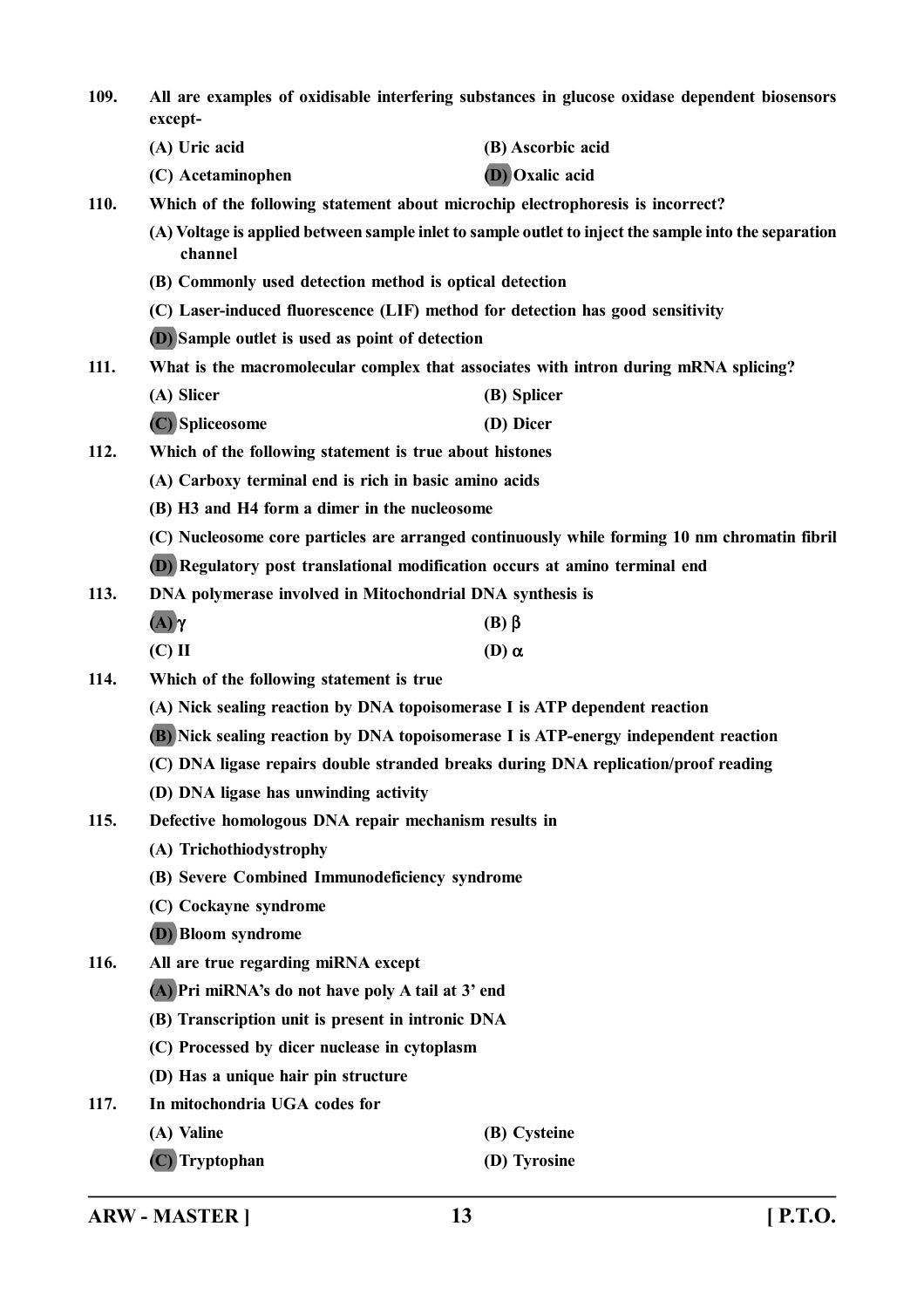**109.** **All are examples of oxidisable interfering substances in glucose oxidase dependent biosensors except-**

**(A) Uric acid** **(B) Ascorbic acid**

**(C) Acetaminophen** **(D) Oxalic acid**

**110.** **Which of the following statement about microchip electrophoresis is incorrect?**

**(A) Voltage is applied between sample inlet to sample outlet to inject the sample into the separation channel**

**(B) Commonly used detection method is optical detection**

**(C) Laser-induced fluorescence (LIF) method for detection has good sensitivity**

**(D) Sample outlet is used as point of detection**

**111.** **What is the macromolecular complex that associates with intron during mRNA splicing?**

**(A) Slicer** **(B) Splicer**

**(C) Spliceosome** **(D) Dicer**

**112.** **Which of the following statement is true about histones**

**(A) Carboxy terminal end is rich in basic amino acids**

**(B) H3 and H4 form a dimer in the nucleosome**

**(C) Nucleosome core particles are arranged continuously while forming 10 nm chromatin fibril**

**(D) Regulatory post translational modification occurs at amino terminal end**

**113.** **DNA polymerase involved in Mitochondrial DNA synthesis is**

**(A) $\gamma$** **(B) $\beta$**

**(C) II** **(D) $\alpha$**

**114.** **Which of the following statement is true**

**(A) Nick sealing reaction by DNA topoisomerase I is ATP dependent reaction**

**(B) Nick sealing reaction by DNA topoisomerase I is ATP-energy independent reaction**

**(C) DNA ligase repairs double stranded breaks during DNA replication/proof reading**

**(D) DNA ligase has unwinding activity**

**115.** **Defective homologous DNA repair mechanism results in**

**(A) Trichothiodystrophy**

**(B) Severe Combined Immunodeficiency syndrome**

**(C) Cockayne syndrome**

**(D) Bloom syndrome**

**116.** **All are true regarding miRNA except**

**(A) Pri miRNA's do not have poly A tail at 3' end**

**(B) Transcription unit is present in intronic DNA**

**(C) Processed by dicer nuclease in cytoplasm**

**(D) Has a unique hair pin structure**

**117.** **In mitochondria UGA codes for**

**(A) Valine** **(B) Cysteine**

**(C) Tryptophan** **(D) Tyrosine**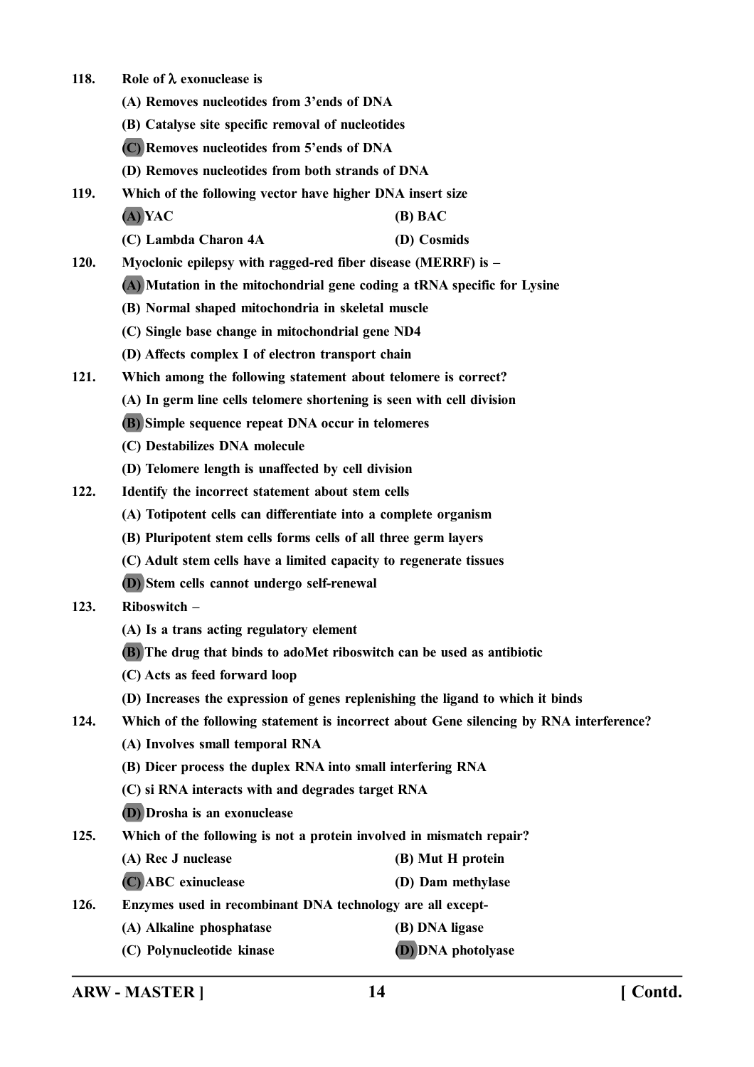118. **Role of λ exonuclease is**

(A) Removes nucleotides from 3'ends of DNA

(B) Catalyse site specific removal of nucleotides

(C) Removes nucleotides from 5'ends of DNA

(D) Removes nucleotides from both strands of DNA

119. **Which of the following vector have higher DNA insert size**

(A) YAC | (B) BAC

(C) Lambda Charon 4A | (D) Cosmids

120. **Myoclonic epilepsy with ragged-red fiber disease (MERRF) is –**

(A) Mutation in the mitochondrial gene coding a tRNA specific for Lysine

(B) Normal shaped mitochondria in skeletal muscle

(C) Single base change in mitochondrial gene ND4

(D) Affects complex I of electron transport chain

121. **Which among the following statement about telomere is correct?**

(A) In germ line cells telomere shortening is seen with cell division

(B) Simple sequence repeat DNA occur in telomeres

(C) Destabilizes DNA molecule

(D) Telomere length is unaffected by cell division

122. **Identify the incorrect statement about stem cells**

(A) Totipotent cells can differentiate into a complete organism

(B) Pluripotent stem cells forms cells of all three germ layers

(C) Adult stem cells have a limited capacity to regenerate tissues

(D) Stem cells cannot undergo self-renewal

123. **Riboswitch –**

(A) Is a trans acting regulatory element

(B) The drug that binds to adoMet riboswitch can be used as antibiotic

(C) Acts as feed forward loop

(D) Increases the expression of genes replenishing the ligand to which it binds

124. **Which of the following statement is incorrect about Gene silencing by RNA interference?**

(A) Involves small temporal RNA

(B) Dicer process the duplex RNA into small interfering RNA

(C) si RNA interacts with and degrades target RNA

(D) Drosha is an exonuclease

125. **Which of the following is not a protein involved in mismatch repair?**

(A) Rec J nuclease | (B) Mut H protein

(C) ABC exinuclease | (D) Dam methylase

126. **Enzymes used in recombinant DNA technology are all except-**

(A) Alkaline phosphatase | (B) DNA ligase

(C) Polynucleotide kinase | (D) DNA photolyase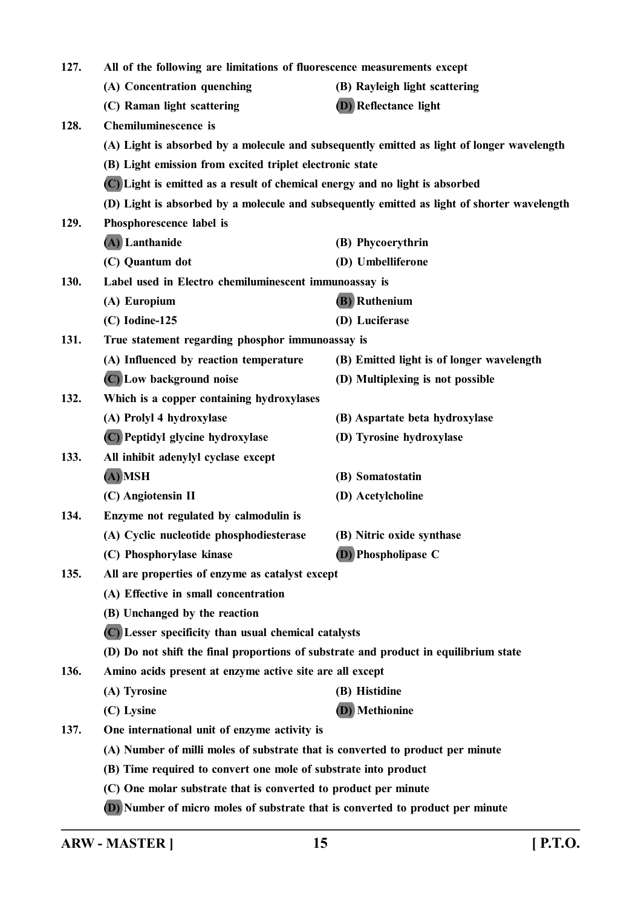127. All of the following are limitations of fluorescence measurements except

(A) Concentration quenching
(B) Rayleigh light scattering
(C) Raman light scattering
(D) Reflectance light

128. Chemiluminescence is

(A) Light is absorbed by a molecule and subsequently emitted as light of longer wavelength
(B) Light emission from excited triplet electronic state
(C) Light is emitted as a result of chemical energy and no light is absorbed
(D) Light is absorbed by a molecule and subsequently emitted as light of shorter wavelength

129. Phosphorescence label is

(A) Lanthanide
(B) Phycoerythrin
(C) Quantum dot
(D) Umbelliferone

130. Label used in Electro chemiluminescent immunoassay is

(A) Europium
(B) Ruthenium
(C) Iodine-125
(D) Luciferase

131. True statement regarding phosphor immunoassay is

(A) Influenced by reaction temperature
(B) Emitted light is of longer wavelength
(C) Low background noise
(D) Multiplexing is not possible

132. Which is a copper containing hydroxylases

(A) Prolyl 4 hydroxylase
(B) Aspartate beta hydroxylase
(C) Peptidyl glycine hydroxylase
(D) Tyrosine hydroxylase

133. All inhibit adenylyl cyclase except

(A) MSH
(B) Somatostatin
(C) Angiotensin II
(D) Acetylcholine

134. Enzyme not regulated by calmodulin is

(A) Cyclic nucleotide phosphodiesterase
(B) Nitric oxide synthase
(C) Phosphorylase kinase
(D) Phospholipase C

135. All are properties of enzyme as catalyst except

(A) Effective in small concentration
(B) Unchanged by the reaction
(C) Lesser specificity than usual chemical catalysts
(D) Do not shift the final proportions of substrate and product in equilibrium state

136. Amino acids present at enzyme active site are all except

(A) Tyrosine
(B) Histidine
(C) Lysine
(D) Methionine

137. One international unit of enzyme activity is

(A) Number of milli moles of substrate that is converted to product per minute
(B) Time required to convert one mole of substrate into product
(C) One molar substrate that is converted to product per minute
(D) Number of micro moles of substrate that is converted to product per minute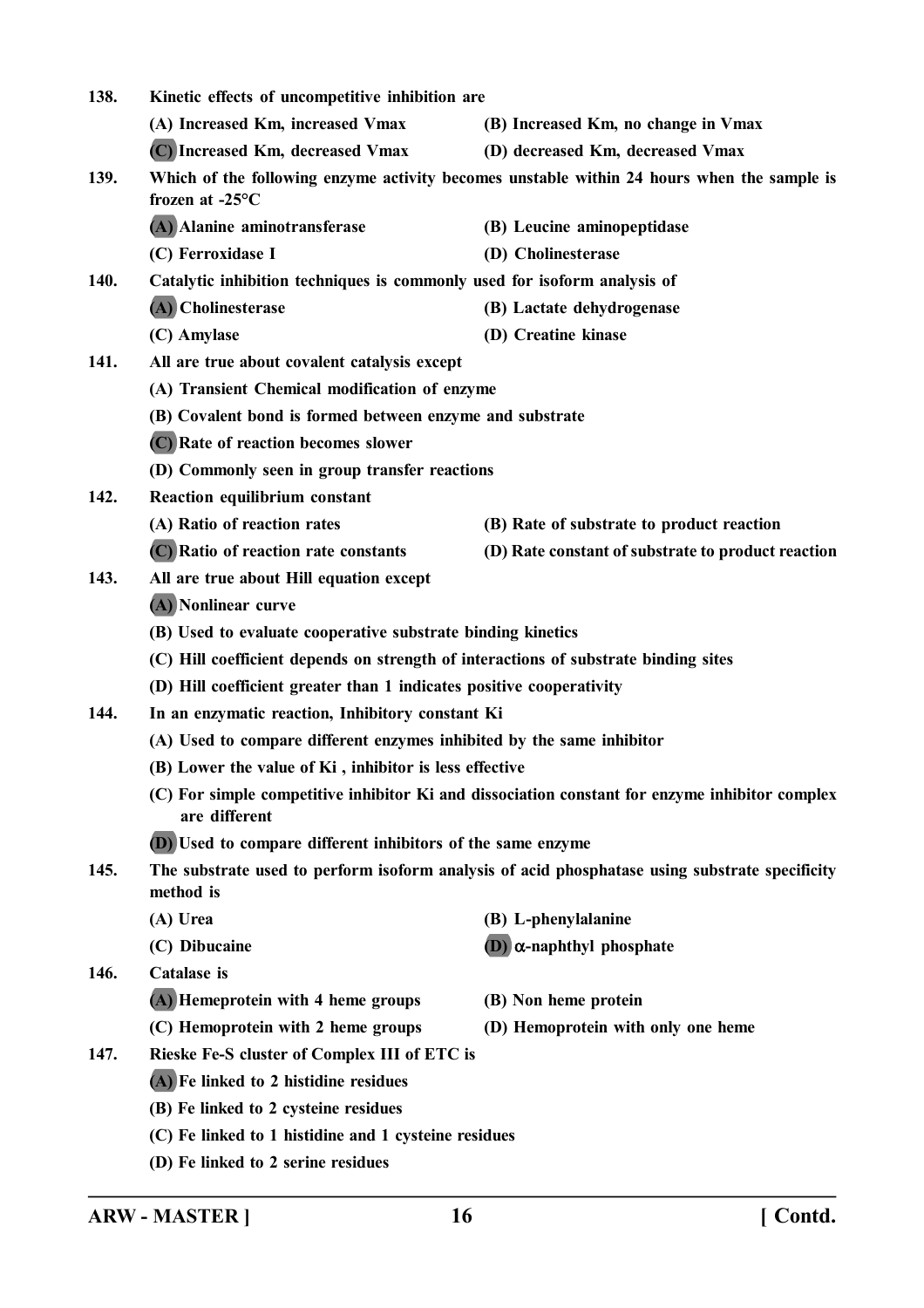138. Kinetic effects of uncompetitive inhibition are

(A) Increased Km, increased Vmax
(B) Increased Km, no change in Vmax
**(C)** Increased Km, decreased Vmax
(D) decreased Km, decreased Vmax

139. Which of the following enzyme activity becomes unstable within 24 hours when the sample is frozen at -25°C

**(A)** Alanine aminotransferase
(B) Leucine aminopeptidase
(C) Ferroxidase I
(D) Cholinesterase

140. Catalytic inhibition techniques is commonly used for isoform analysis of

**(A)** Cholinesterase
(B) Lactate dehydrogenase
(C) Amylase
(D) Creatine kinase

141. All are true about covalent catalysis except

(A) Transient Chemical modification of enzyme
(B) Covalent bond is formed between enzyme and substrate
**(C)** Rate of reaction becomes slower
(D) Commonly seen in group transfer reactions

142. Reaction equilibrium constant

(A) Ratio of reaction rates
(B) Rate of substrate to product reaction
**(C)** Ratio of reaction rate constants
(D) Rate constant of substrate to product reaction

143. All are true about Hill equation except

**(A)** Nonlinear curve
(B) Used to evaluate cooperative substrate binding kinetics
(C) Hill coefficient depends on strength of interactions of substrate binding sites
(D) Hill coefficient greater than 1 indicates positive cooperativity

144. In an enzymatic reaction, Inhibitory constant Ki

(A) Used to compare different enzymes inhibited by the same inhibitor
(B) Lower the value of Ki , inhibitor is less effective
(C) For simple competitive inhibitor Ki and dissociation constant for enzyme inhibitor complex are different
**(D)** Used to compare different inhibitors of the same enzyme

145. The substrate used to perform isoform analysis of acid phosphatase using substrate specificity method is

(A) Urea
(B) L-phenylalanine
(C) Dibucaine
**(D)** $\alpha$-naphthyl phosphate

146. Catalase is

**(A)** Hemeprotein with 4 heme groups
(B) Non heme protein
(C) Hemoprotein with 2 heme groups
(D) Hemoprotein with only one heme

147. Rieske Fe-S cluster of Complex III of ETC is

**(A)** Fe linked to 2 histidine residues
(B) Fe linked to 2 cysteine residues
(C) Fe linked to 1 histidine and 1 cysteine residues
(D) Fe linked to 2 serine residues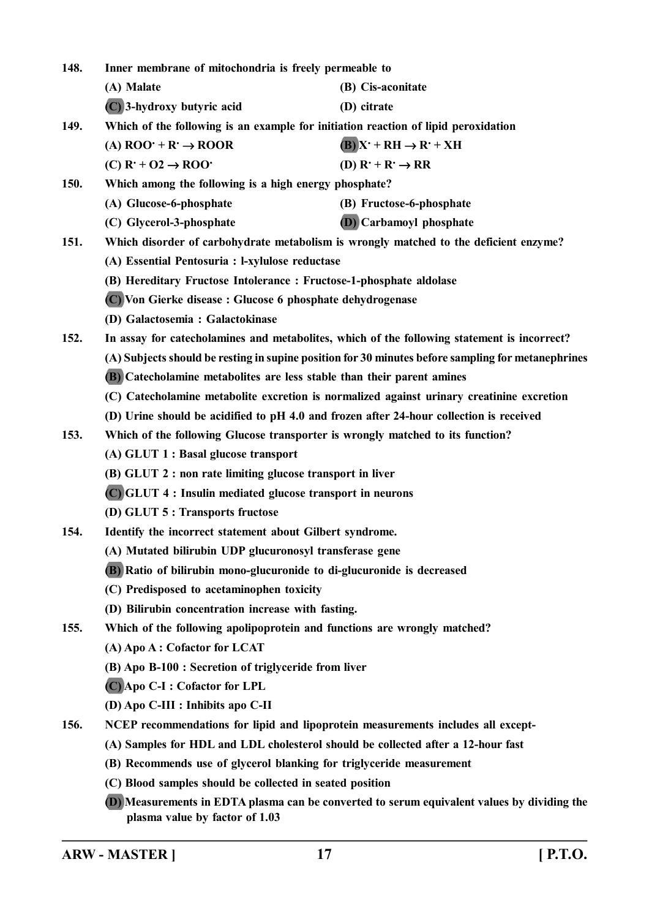148. Inner membrane of mitochondria is freely permeable to

(A) Malate (B) Cis-aconitate

(C) 3-hydroxy butyric acid (D) citrate

149. Which of the following is an example for initiation reaction of lipid peroxidation

(A) $ROO^{\cdot} + R^{\cdot} \rightarrow ROOR$ (B) $X^{\cdot} + RH \rightarrow R^{\cdot} + XH$

(C) $R^{\cdot} + O2 \rightarrow ROO^{\cdot}$ (D) $R^{\cdot} + R^{\cdot} \rightarrow RR$

150. Which among the following is a high energy phosphate?

(A) Glucose-6-phosphate (B) Fructose-6-phosphate

(C) Glycerol-3-phosphate (D) Carbamoyl phosphate

151. Which disorder of carbohydrate metabolism is wrongly matched to the deficient enzyme?

(A) Essential Pentosuria : l-xylulose reductase

(B) Hereditary Fructose Intolerance : Fructose-1-phosphate aldolase

(C) Von Gierke disease : Glucose 6 phosphate dehydrogenase

(D) Galactosemia : Galactokinase

152. In assay for catecholamines and metabolites, which of the following statement is incorrect?

(A) Subjects should be resting in supine position for 30 minutes before sampling for metanephrines

(B) Catecholamine metabolites are less stable than their parent amines

(C) Catecholamine metabolite excretion is normalized against urinary creatinine excretion

(D) Urine should be acidified to pH 4.0 and frozen after 24-hour collection is received

153. Which of the following Glucose transporter is wrongly matched to its function?

(A) GLUT 1 : Basal glucose transport

(B) GLUT 2 : non rate limiting glucose transport in liver

(C) GLUT 4 : Insulin mediated glucose transport in neurons

(D) GLUT 5 : Transports fructose

154. Identify the incorrect statement about Gilbert syndrome.

(A) Mutated bilirubin UDP glucuronosyl transferase gene

(B) Ratio of bilirubin mono-glucuronide to di-glucuronide is decreased

(C) Predisposed to acetaminophen toxicity

(D) Bilirubin concentration increase with fasting.

155. Which of the following apolipoprotein and functions are wrongly matched?

(A) Apo A : Cofactor for LCAT

(B) Apo B-100 : Secretion of triglyceride from liver

(C) Apo C-I : Cofactor for LPL

(D) Apo C-III : Inhibits apo C-II

156. NCEP recommendations for lipid and lipoprotein measurements includes all except-

(A) Samples for HDL and LDL cholesterol should be collected after a 12-hour fast

(B) Recommends use of glycerol blanking for triglyceride measurement

(C) Blood samples should be collected in seated position

(D) Measurements in EDTA plasma can be converted to serum equivalent values by dividing the plasma value by factor of 1.03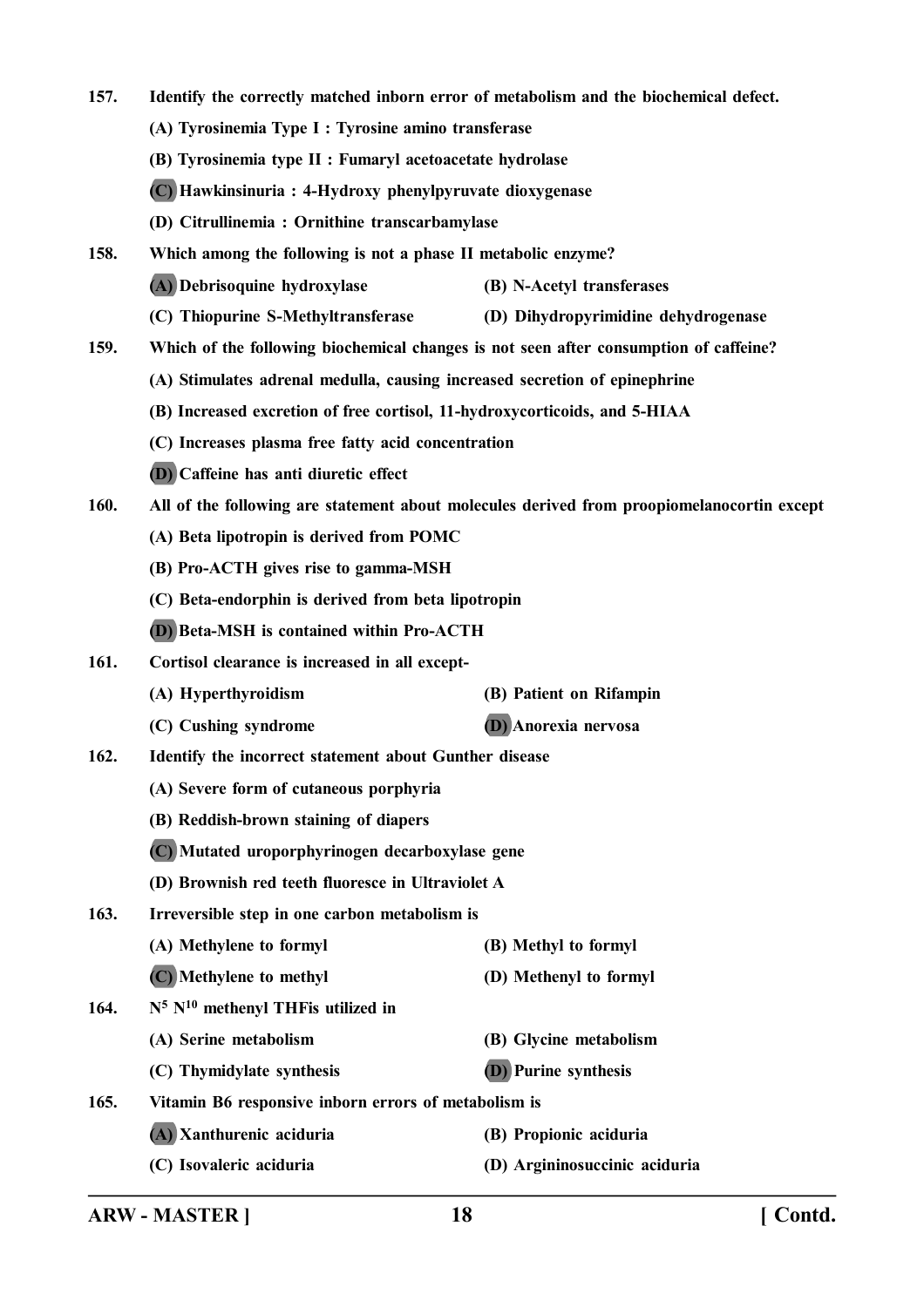157. **Identify the correctly matched inborn error of metabolism and the biochemical defect.**

(A) Tyrosinemia Type I : Tyrosine amino transferase

(B) Tyrosinemia type II : Fumaryl acetoacetate hydrolase

**(C)** Hawkinsinuria : 4-Hydroxy phenylpyruvate dioxygenase

(D) Citrullinemia : Ornithine transcarbamylase

158. **Which among the following is not a phase II metabolic enzyme?**

**(A)** Debrisoquine hydroxylase

(B) N-Acetyl transferases

(C) Thiopurine S-Methyltransferase

(D) Dihydropyrimidine dehydrogenase

159. **Which of the following biochemical changes is not seen after consumption of caffeine?**

(A) Stimulates adrenal medulla, causing increased secretion of epinephrine

(B) Increased excretion of free cortisol, 11-hydroxycorticoids, and 5-HIAA

(C) Increases plasma free fatty acid concentration

**(D)** Caffeine has anti diuretic effect

160. **All of the following are statement about molecules derived from proopiomelanocortin except**

(A) Beta lipotropin is derived from POMC

(B) Pro-ACTH gives rise to gamma-MSH

(C) Beta-endorphin is derived from beta lipotropin

**(D)** Beta-MSH is contained within Pro-ACTH

161. **Cortisol clearance is increased in all except-**

(A) Hyperthyroidism

(B) Patient on Rifampin

(C) Cushing syndrome

**(D)** Anorexia nervosa

162. **Identify the incorrect statement about Gunther disease**

(A) Severe form of cutaneous porphyria

(B) Reddish-brown staining of diapers

**(C)** Mutated uroporphyrinogen decarboxylase gene

(D) Brownish red teeth fluoresce in Ultraviolet A

163. **Irreversible step in one carbon metabolism is**

(A) Methylene to formyl

(B) Methyl to formyl

**(C)** Methylene to methyl

(D) Methenyl to formyl

164. **$N^5$ $N^{10}$ methenyl THFis utilized in**

(A) Serine metabolism

(B) Glycine metabolism

(C) Thymidylate synthesis

**(D)** Purine synthesis

165. **Vitamin B6 responsive inborn errors of metabolism is**

**(A)** Xanthurenic aciduria

(B) Propionic aciduria

(C) Isovaleric aciduria

(D) Argininosuccinic aciduria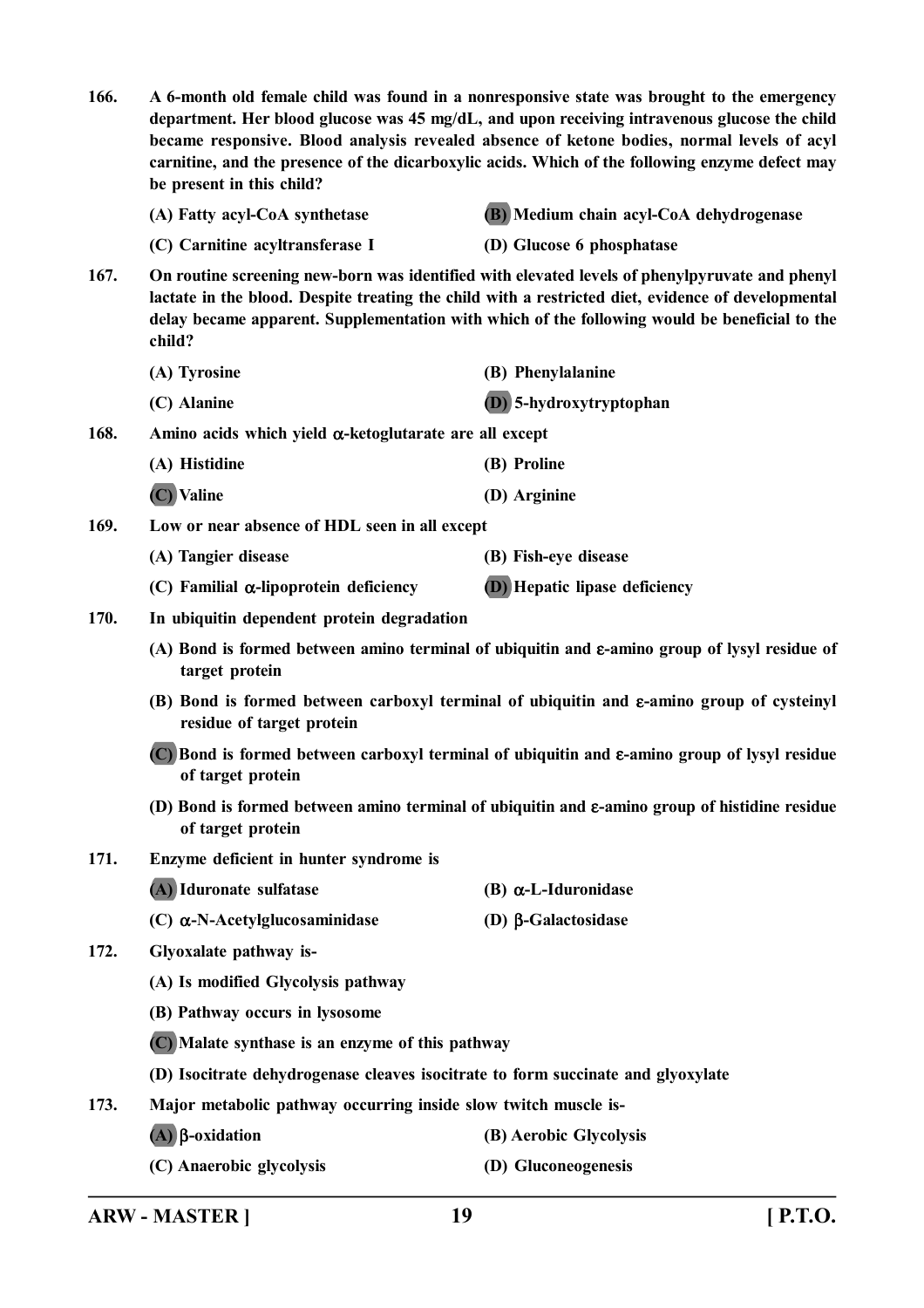166. A 6-month old female child was found in a nonresponsive state was brought to the emergency department. Her blood glucose was 45 mg/dL, and upon receiving intravenous glucose the child became responsive. Blood analysis revealed absence of ketone bodies, normal levels of acyl carnitine, and the presence of the dicarboxylic acids. Which of the following enzyme defect may be present in this child?

(A) Fatty acyl-CoA synthetase
(B) Medium chain acyl-CoA dehydrogenase
(C) Carnitine acyltransferase I
(D) Glucose 6 phosphatase

167. On routine screening new-born was identified with elevated levels of phenylpyruvate and phenyl lactate in the blood. Despite treating the child with a restricted diet, evidence of developmental delay became apparent. Supplementation with which of the following would be beneficial to the child?

(A) Tyrosine
(B) Phenylalanine
(C) Alanine
(D) 5-hydroxytryptophan

168. Amino acids which yield $\alpha$-ketoglutarate are all except

(A) Histidine
(B) Proline
(C) Valine
(D) Arginine

169. Low or near absence of HDL seen in all except

(A) Tangier disease
(B) Fish-eye disease
(C) Familial $\alpha$-lipoprotein deficiency
(D) Hepatic lipase deficiency

170. In ubiquitin dependent protein degradation

(A) Bond is formed between amino terminal of ubiquitin and $\varepsilon$-amino group of lysyl residue of target protein
(B) Bond is formed between carboxyl terminal of ubiquitin and $\varepsilon$-amino group of cysteinyl residue of target protein
(C) Bond is formed between carboxyl terminal of ubiquitin and $\varepsilon$-amino group of lysyl residue of target protein
(D) Bond is formed between amino terminal of ubiquitin and $\varepsilon$-amino group of histidine residue of target protein

171. Enzyme deficient in hunter syndrome is

(A) Iduronate sulfatase
(B) $\alpha$-L-Iduronidase
(C) $\alpha$-N-Acetylglucosaminidase
(D) $\beta$-Galactosidase

172. Glyoxalate pathway is-

(A) Is modified Glycolysis pathway
(B) Pathway occurs in lysosome
(C) Malate synthase is an enzyme of this pathway
(D) Isocitrate dehydrogenase cleaves isocitrate to form succinate and glyoxylate

173. Major metabolic pathway occurring inside slow twitch muscle is-

(A) $\beta$-oxidation
(B) Aerobic Glycolysis
(C) Anaerobic glycolysis
(D) Gluconeogenesis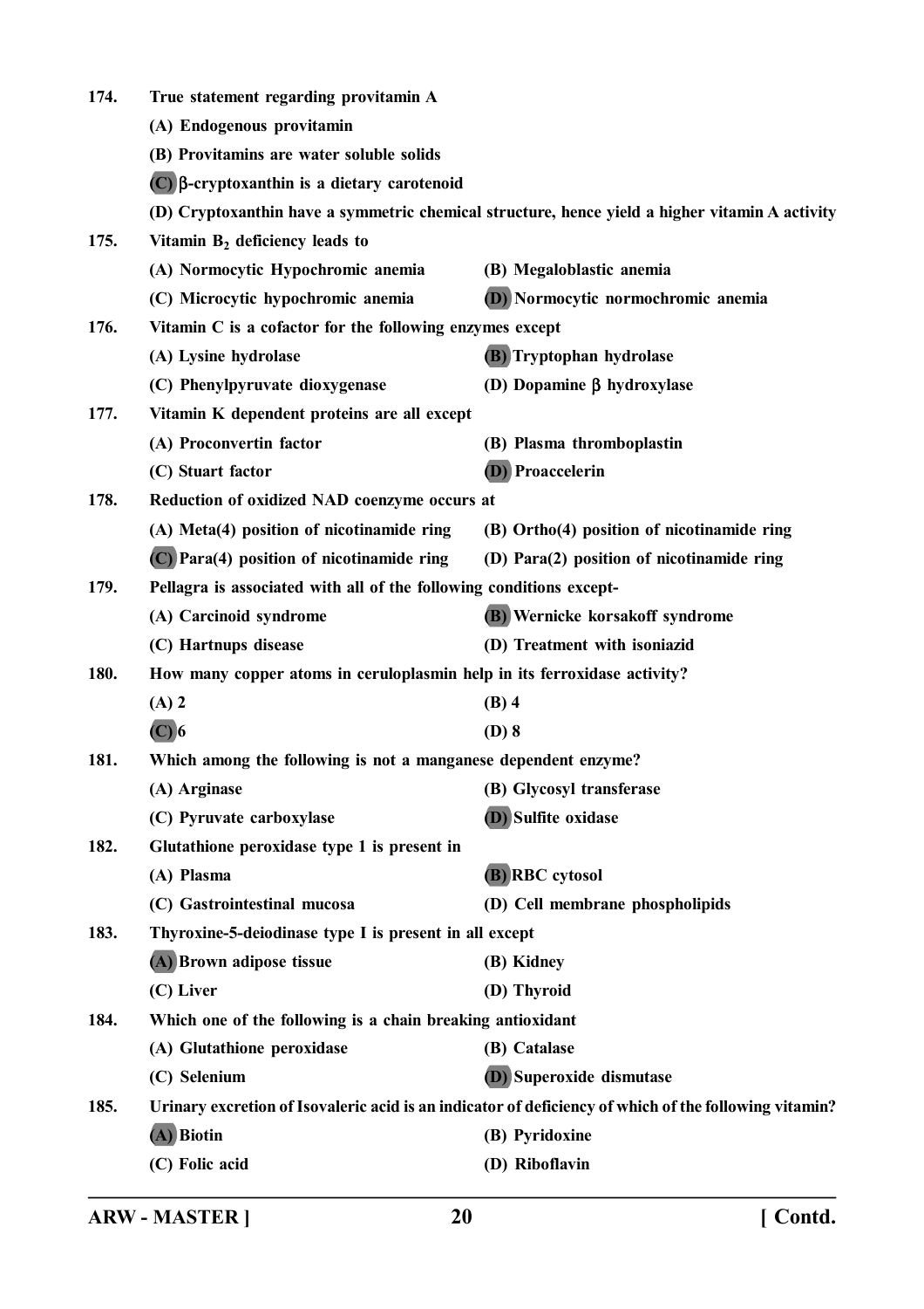**174. True statement regarding provitamin A**

(A) Endogenous provitamin

(B) Provitamins are water soluble solids

(C) β-cryptoxanthin is a dietary carotenoid

(D) Cryptoxanthin have a symmetric chemical structure, hence yield a higher vitamin A activity

**175. Vitamin $B_2$ deficiency leads to**

(A) Normocytic Hypochromic anemia

(B) Megaloblastic anemia

(C) Microcytic hypochromic anemia

(D) Normocytic normochromic anemia

**176. Vitamin C is a cofactor for the following enzymes except**

(A) Lysine hydrolase

(B) Tryptophan hydrolase

(C) Phenylpyruvate dioxygenase

(D) Dopamine β hydroxylase

**177. Vitamin K dependent proteins are all except**

(A) Proconvertin factor

(B) Plasma thromboplastin

(C) Stuart factor

(D) Proaccelerin

**178. Reduction of oxidized NAD coenzyme occurs at**

(A) Meta(4) position of nicotinamide ring

(B) Ortho(4) position of nicotinamide ring

(C) Para(4) position of nicotinamide ring

(D) Para(2) position of nicotinamide ring

**179. Pellagra is associated with all of the following conditions except-**

(A) Carcinoid syndrome

(B) Wernicke korsakoff syndrome

(C) Hartnups disease

(D) Treatment with isoniazid

**180. How many copper atoms in ceruloplasmin help in its ferroxidase activity?**

(A) 2

(B) 4

(C) 6

(D) 8

**181. Which among the following is not a manganese dependent enzyme?**

(A) Arginase

(B) Glycosyl transferase

(C) Pyruvate carboxylase

(D) Sulfite oxidase

**182. Glutathione peroxidase type 1 is present in**

(A) Plasma

(B) RBC cytosol

(C) Gastrointestinal mucosa

(D) Cell membrane phospholipids

**183. Thyroxine-5-deiodinase type I is present in all except**

(A) Brown adipose tissue

(B) Kidney

(C) Liver

(D) Thyroid

**184. Which one of the following is a chain breaking antioxidant**

(A) Glutathione peroxidase

(B) Catalase

(C) Selenium

(D) Superoxide dismutase

**185. Urinary excretion of Isovaleric acid is an indicator of deficiency of which of the following vitamin?**

(A) Biotin

(B) Pyridoxine

(C) Folic acid

(D) Riboflavin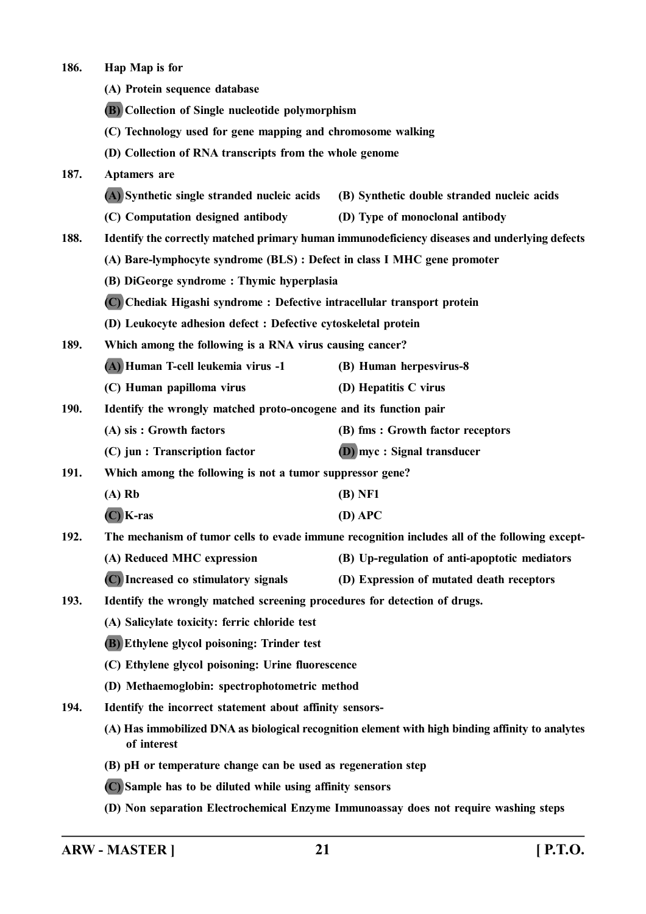186. **Hap Map is for**

(A) Protein sequence database

(B) Collection of Single nucleotide polymorphism

(C) Technology used for gene mapping and chromosome walking

(D) Collection of RNA transcripts from the whole genome

187. **Aptamers are**

(A) Synthetic single stranded nucleic acids

(B) Synthetic double stranded nucleic acids

(C) Computation designed antibody

(D) Type of monoclonal antibody

188. **Identify the correctly matched primary human immunodeficiency diseases and underlying defects**

(A) Bare-lymphocyte syndrome (BLS) : Defect in class I MHC gene promoter

(B) DiGeorge syndrome : Thymic hyperplasia

(C) Chediak Higashi syndrome : Defective intracellular transport protein

(D) Leukocyte adhesion defect : Defective cytoskeletal protein

189. **Which among the following is a RNA virus causing cancer?**

(A) Human T-cell leukemia virus -1

(B) Human herpesvirus-8

(C) Human papilloma virus

(D) Hepatitis C virus

190. **Identify the wrongly matched proto-oncogene and its function pair**

(A) sis : Growth factors

(B) fms : Growth factor receptors

(C) jun : Transcription factor

(D) myc : Signal transducer

191. **Which among the following is not a tumor suppressor gene?**

(A) Rb

(B) NF1

(C) K-ras

(D) APC

192. **The mechanism of tumor cells to evade immune recognition includes all of the following except-**

(A) Reduced MHC expression

(B) Up-regulation of anti-apoptotic mediators

(C) Increased co stimulatory signals

(D) Expression of mutated death receptors

193. **Identify the wrongly matched screening procedures for detection of drugs.**

(A) Salicylate toxicity: ferric chloride test

(B) Ethylene glycol poisoning: Trinder test

(C) Ethylene glycol poisoning: Urine fluorescence

(D) Methaemoglobin: spectrophotometric method

194. **Identify the incorrect statement about affinity sensors-**

(A) Has immobilized DNA as biological recognition element with high binding affinity to analytes of interest

(B) pH or temperature change can be used as regeneration step

(C) Sample has to be diluted while using affinity sensors

(D) Non separation Electrochemical Enzyme Immunoassay does not require washing steps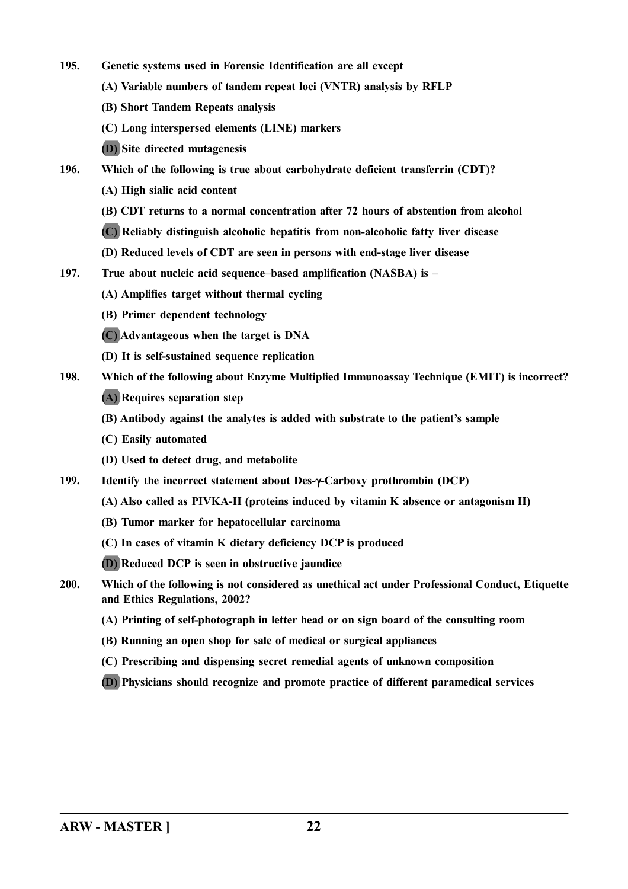195. Genetic systems used in Forensic Identification are all except

(A) Variable numbers of tandem repeat loci (VNTR) analysis by RFLP

(B) Short Tandem Repeats analysis

(C) Long interspersed elements (LINE) markers

(D) Site directed mutagenesis

196. Which of the following is true about carbohydrate deficient transferrin (CDT)?

(A) High sialic acid content

(B) CDT returns to a normal concentration after 72 hours of abstention from alcohol

(C) Reliably distinguish alcoholic hepatitis from non-alcoholic fatty liver disease

(D) Reduced levels of CDT are seen in persons with end-stage liver disease

197. True about nucleic acid sequence–based amplification (NASBA) is –

(A) Amplifies target without thermal cycling

(B) Primer dependent technology

(C) Advantageous when the target is DNA

(D) It is self-sustained sequence replication

198. Which of the following about Enzyme Multiplied Immunoassay Technique (EMIT) is incorrect?

(A) Requires separation step

(B) Antibody against the analytes is added with substrate to the patient's sample

(C) Easily automated

(D) Used to detect drug, and metabolite

199. Identify the incorrect statement about Des-γ-Carboxy prothrombin (DCP)

(A) Also called as PIVKA-II (proteins induced by vitamin K absence or antagonism II)

(B) Tumor marker for hepatocellular carcinoma

(C) In cases of vitamin K dietary deficiency DCP is produced

(D) Reduced DCP is seen in obstructive jaundice

200. Which of the following is not considered as unethical act under Professional Conduct, Etiquette and Ethics Regulations, 2002?

(A) Printing of self-photograph in letter head or on sign board of the consulting room

(B) Running an open shop for sale of medical or surgical appliances

(C) Prescribing and dispensing secret remedial agents of unknown composition

(D) Physicians should recognize and promote practice of different paramedical services